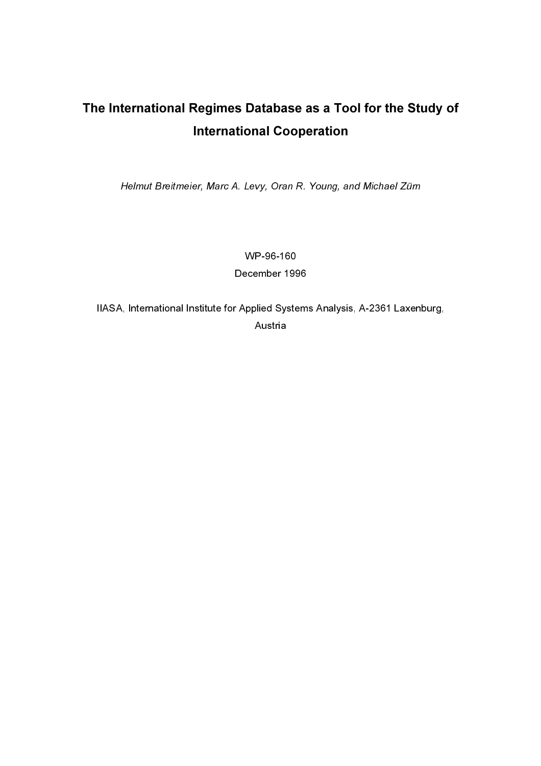# The International Regimes Database as a Tool for the Study of International Cooperation

*Helmut Breitmeier, Marc A. Levy, Oran R. Young, and Michael Zürn*

WP-96-160

December 1996

IIASA, International Institute for Applied Systems Analysis, A-2361 Laxenburg, Austria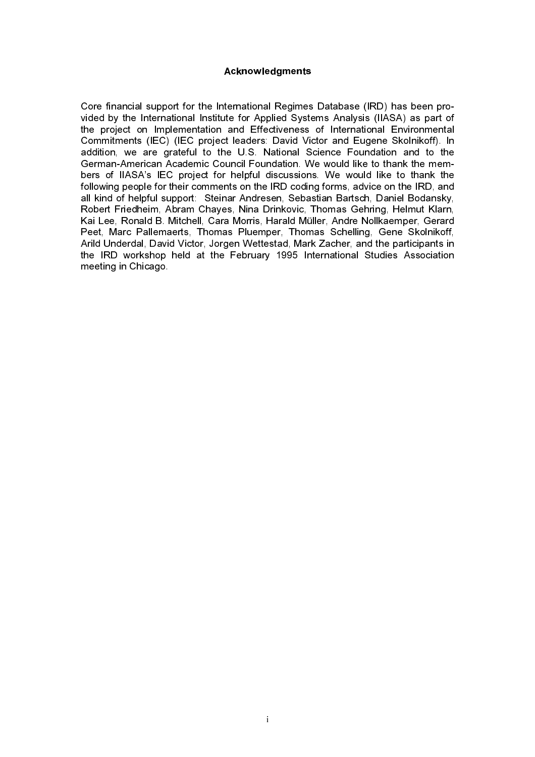## Acknowledgments

Core financial support for the International Regimes Database (IRD) has been provided by the International Institute for Applied Systems Analysis (IIASA) as part of the project on Implementation and Effectiveness of International Environmental Commitments (IEC) (IEC project leaders: David Victor and Eugene Skolnikoff). In addition, we are grateful to the U.S. National Science Foundation and to the German-American Academic Council Foundation. We would like to thank the members of IIASA's IEC project for helpful discussions. We would like to thank the following people for their comments on the IRD coding forms, advice on the IRD, and all kind of helpful support: Steinar Andresen, Sebastian Bartsch, Daniel Bodansky, Robert Friedheim, Abram Chayes, Nina Drinkovic, Thomas Gehring, Helmut Klarn, Kai Lee, Ronald B. Mitchell, Cara Morris, Harald Müller, Andre Nollkaemper, Gerard Peet, Marc Pallemaerts, Thomas Pluemper, Thomas Schelling, Gene Skolnikoff, Arild Underdal, David Victor, Jorgen Wettestad, Mark Zacher, and the participants in the IRD workshop held at the February 1995 International Studies Association meeting in Chicago.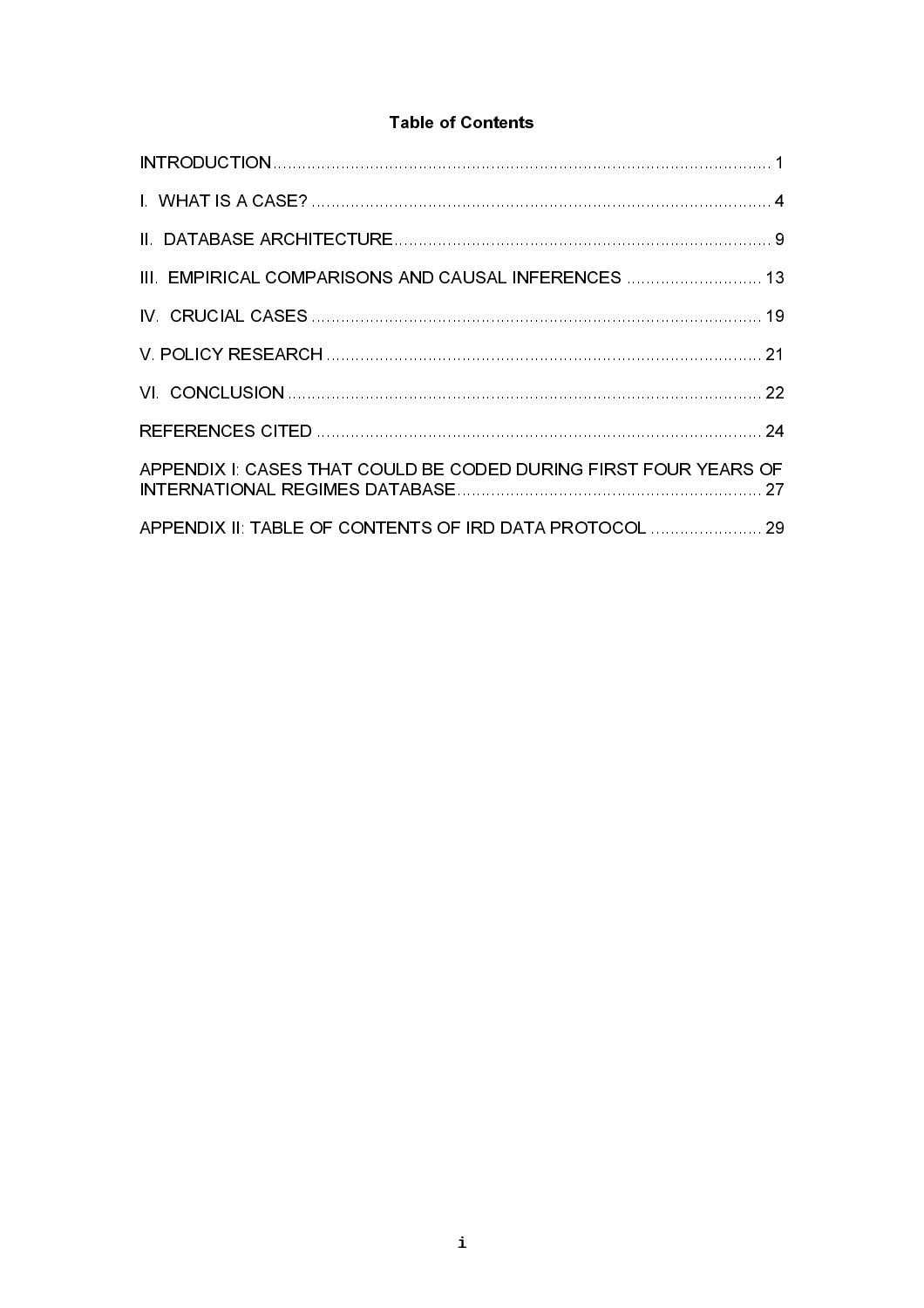## Table of Contents

INTRODUCTION ..................................................................................................... 1

I. WHAT IS A CASE? ........................................................................................... 4

II. DATABASE ARCHITECTURE ........................................................................... 9

III. EMPIRICAL COMPARISONS AND CAUSAL INFERENCES ........................... 13

IV. CRUCIAL CASES .......................................................................................... 19

V. POLICY RESEARCH ....................................................................................... 21

VI. CONCLUSION ................................................................................................ 22

REFERENCES CITED ......................................................................................... 24

APPENDIX I: CASES THAT COULD BE CODED DURING FIRST FOUR YEARS OF INTERNATIONAL REGIMES DATABASE ............................................................ 27

APPENDIX II: TABLE OF CONTENTS OF IRD DATA PROTOCOL ...................... 29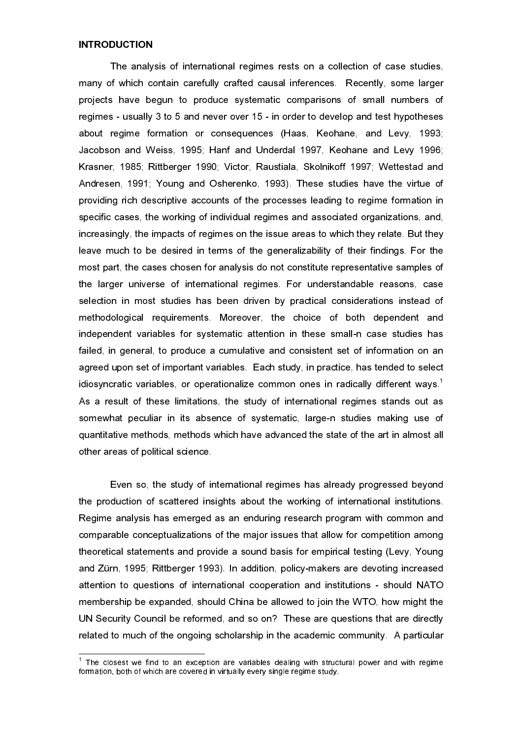**INTRODUCTION**

The analysis of international regimes rests on a collection of case studies, many of which contain carefully crafted causal inferences. Recently, some larger projects have begun to produce systematic comparisons of small numbers of regimes - usually 3 to 5 and never over 15 - in order to develop and test hypotheses about regime formation or consequences (Haas, Keohane, and Levy, 1993; Jacobson and Weiss, 1995; Hanf and Underdal 1997, Keohane and Levy 1996; Krasner, 1985; Rittberger 1990; Victor, Raustiala, Skolnikoff 1997; Wettestad and Andresen, 1991; Young and Osherenko, 1993). These studies have the virtue of providing rich descriptive accounts of the processes leading to regime formation in specific cases, the working of individual regimes and associated organizations, and, increasingly, the impacts of regimes on the issue areas to which they relate. But they leave much to be desired in terms of the generalizability of their findings. For the most part, the cases chosen for analysis do not constitute representative samples of the larger universe of international regimes. For understandable reasons, case selection in most studies has been driven by practical considerations instead of methodological requirements. Moreover, the choice of both dependent and independent variables for systematic attention in these small-n case studies has failed, in general, to produce a cumulative and consistent set of information on an agreed upon set of important variables. Each study, in practice, has tended to select idiosyncratic variables, or operationalize common ones in radically different ways.[1] As a result of these limitations, the study of international regimes stands out as somewhat peculiar in its absence of systematic, large-n studies making use of quantitative methods, methods which have advanced the state of the art in almost all other areas of political science.

Even so, the study of international regimes has already progressed beyond the production of scattered insights about the working of international institutions. Regime analysis has emerged as an enduring research program with common and comparable conceptualizations of the major issues that allow for competition among theoretical statements and provide a sound basis for empirical testing (Levy, Young and Zürn, 1995; Rittberger 1993). In addition, policy-makers are devoting increased attention to questions of international cooperation and institutions - should NATO membership be expanded, should China be allowed to join the WTO, how might the UN Security Council be reformed, and so on? These are questions that are directly related to much of the ongoing scholarship in the academic community. A particular

---

[1] The closest we find to an exception are variables dealing with structural power and with regime formation, both of which are covered in virtually every single regime study.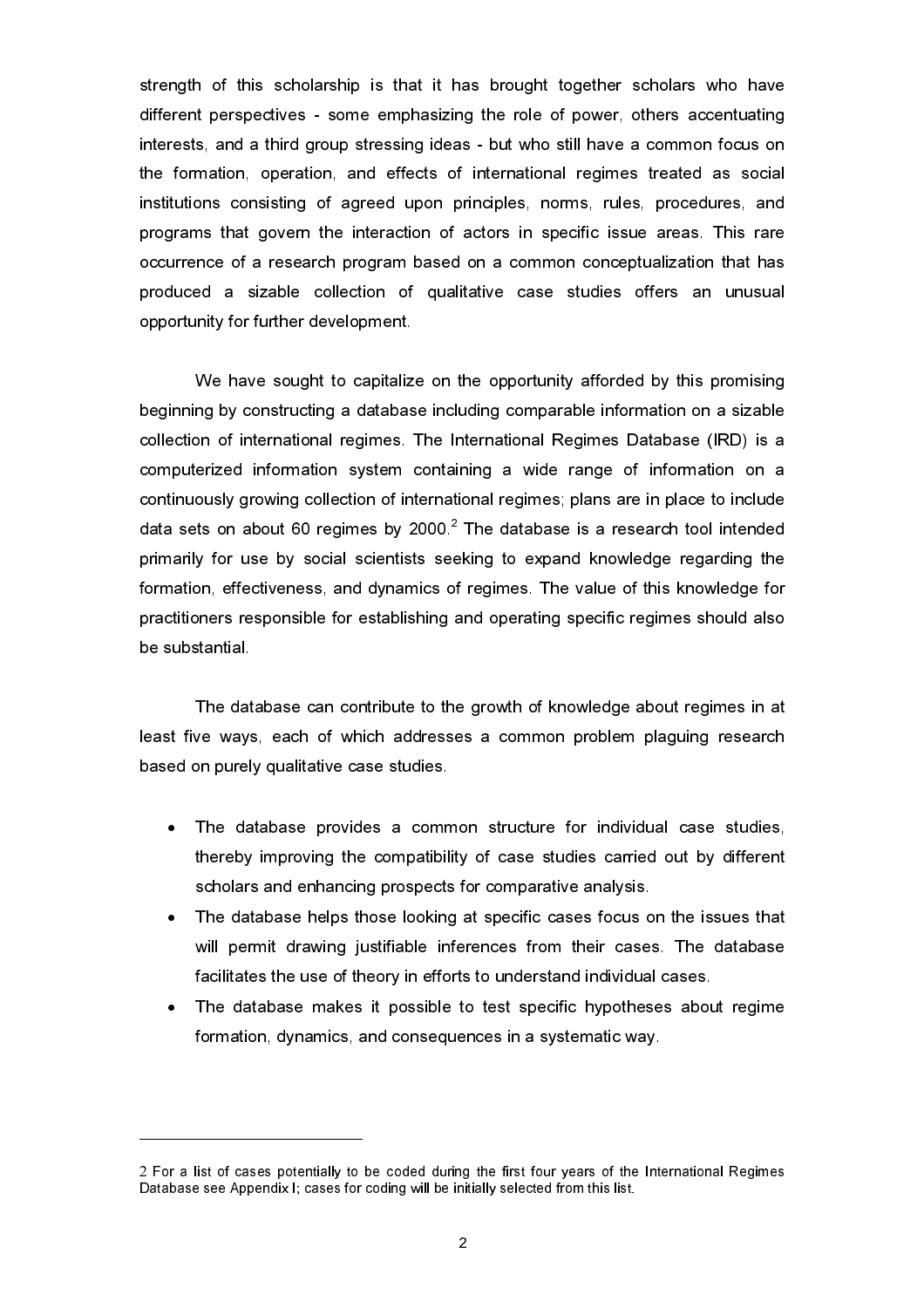strength of this scholarship is that it has brought together scholars who have different perspectives - some emphasizing the role of power, others accentuating interests, and a third group stressing ideas - but who still have a common focus on the formation, operation, and effects of international regimes treated as social institutions consisting of agreed upon principles, norms, rules, procedures, and programs that govern the interaction of actors in specific issue areas. This rare occurrence of a research program based on a common conceptualization that has produced a sizable collection of qualitative case studies offers an unusual opportunity for further development.

We have sought to capitalize on the opportunity afforded by this promising beginning by constructing a database including comparable information on a sizable collection of international regimes. The International Regimes Database (IRD) is a computerized information system containing a wide range of information on a continuously growing collection of international regimes; plans are in place to include data sets on about 60 regimes by 2000.[2] The database is a research tool intended primarily for use by social scientists seeking to expand knowledge regarding the formation, effectiveness, and dynamics of regimes. The value of this knowledge for practitioners responsible for establishing and operating specific regimes should also be substantial.

The database can contribute to the growth of knowledge about regimes in at least five ways, each of which addresses a common problem plaguing research based on purely qualitative case studies.

- The database provides a common structure for individual case studies, thereby improving the compatibility of case studies carried out by different scholars and enhancing prospects for comparative analysis.
- The database helps those looking at specific cases focus on the issues that will permit drawing justifiable inferences from their cases. The database facilitates the use of theory in efforts to understand individual cases.
- The database makes it possible to test specific hypotheses about regime formation, dynamics, and consequences in a systematic way.

---

2 For a list of cases potentially to be coded during the first four years of the International Regimes Database see Appendix I; cases for coding will be initially selected from this list.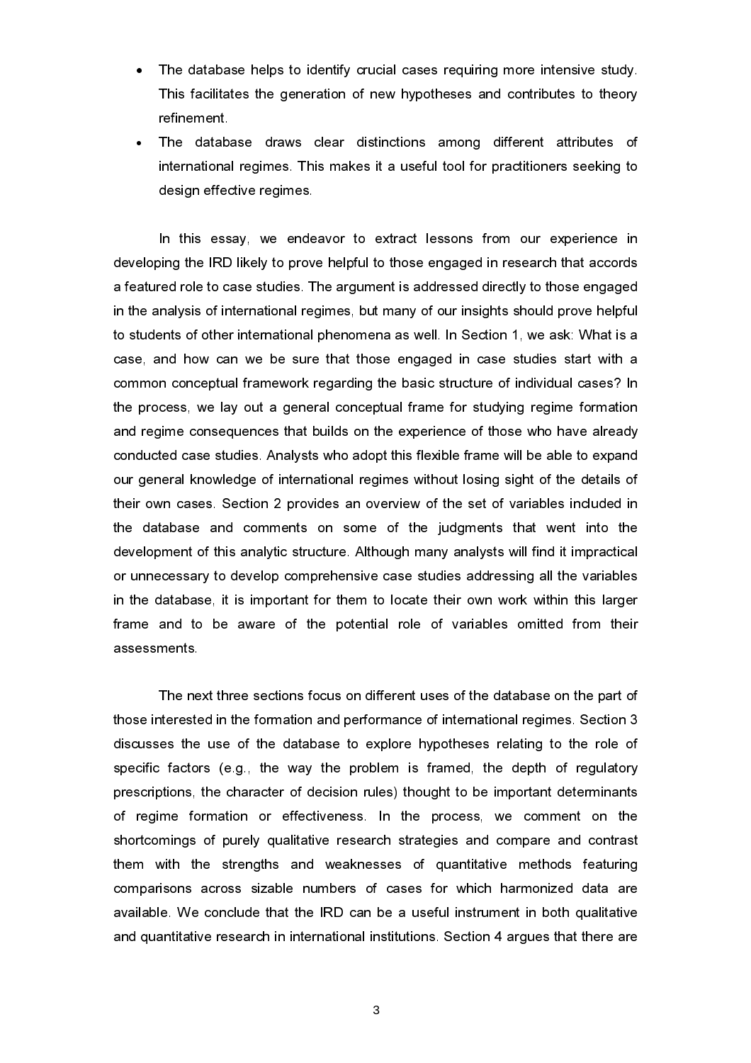- The database helps to identify crucial cases requiring more intensive study. This facilitates the generation of new hypotheses and contributes to theory refinement.
- The database draws clear distinctions among different attributes of international regimes. This makes it a useful tool for practitioners seeking to design effective regimes.

In this essay, we endeavor to extract lessons from our experience in developing the IRD likely to prove helpful to those engaged in research that accords a featured role to case studies. The argument is addressed directly to those engaged in the analysis of international regimes, but many of our insights should prove helpful to students of other international phenomena as well. In Section 1, we ask: What is a case, and how can we be sure that those engaged in case studies start with a common conceptual framework regarding the basic structure of individual cases? In the process, we lay out a general conceptual frame for studying regime formation and regime consequences that builds on the experience of those who have already conducted case studies. Analysts who adopt this flexible frame will be able to expand our general knowledge of international regimes without losing sight of the details of their own cases. Section 2 provides an overview of the set of variables included in the database and comments on some of the judgments that went into the development of this analytic structure. Although many analysts will find it impractical or unnecessary to develop comprehensive case studies addressing all the variables in the database, it is important for them to locate their own work within this larger frame and to be aware of the potential role of variables omitted from their assessments.

The next three sections focus on different uses of the database on the part of those interested in the formation and performance of international regimes. Section 3 discusses the use of the database to explore hypotheses relating to the role of specific factors (e.g., the way the problem is framed, the depth of regulatory prescriptions, the character of decision rules) thought to be important determinants of regime formation or effectiveness. In the process, we comment on the shortcomings of purely qualitative research strategies and compare and contrast them with the strengths and weaknesses of quantitative methods featuring comparisons across sizable numbers of cases for which harmonized data are available. We conclude that the IRD can be a useful instrument in both qualitative and quantitative research in international institutions. Section 4 argues that there are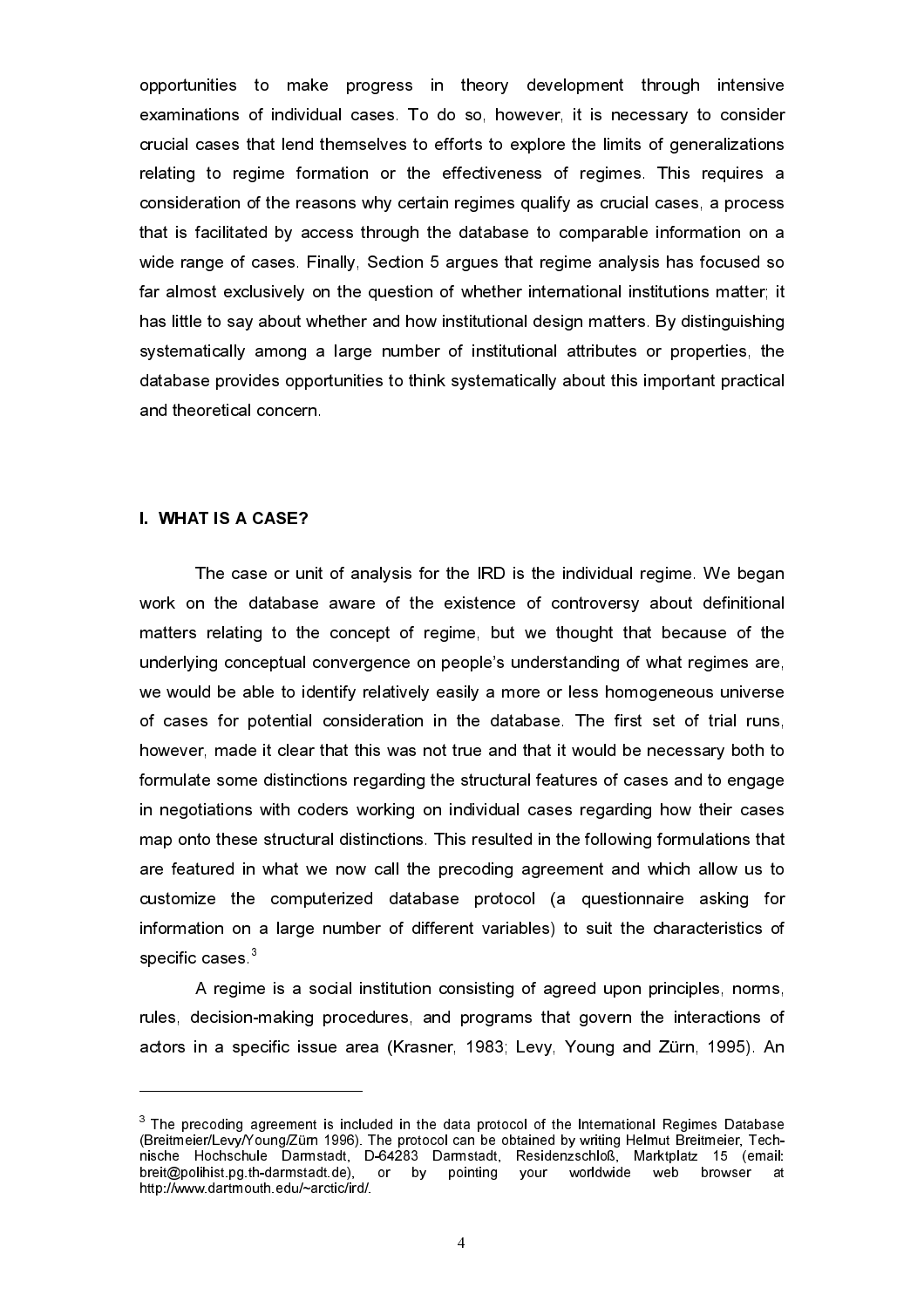opportunities to make progress in theory development through intensive examinations of individual cases. To do so, however, it is necessary to consider crucial cases that lend themselves to efforts to explore the limits of generalizations relating to regime formation or the effectiveness of regimes. This requires a consideration of the reasons why certain regimes qualify as crucial cases, a process that is facilitated by access through the database to comparable information on a wide range of cases. Finally, Section 5 argues that regime analysis has focused so far almost exclusively on the question of whether international institutions matter; it has little to say about whether and how institutional design matters. By distinguishing systematically among a large number of institutional attributes or properties, the database provides opportunities to think systematically about this important practical and theoretical concern.

## I. WHAT IS A CASE?

The case or unit of analysis for the IRD is the individual regime. We began work on the database aware of the existence of controversy about definitional matters relating to the concept of regime, but we thought that because of the underlying conceptual convergence on people's understanding of what regimes are, we would be able to identify relatively easily a more or less homogeneous universe of cases for potential consideration in the database. The first set of trial runs, however, made it clear that this was not true and that it would be necessary both to formulate some distinctions regarding the structural features of cases and to engage in negotiations with coders working on individual cases regarding how their cases map onto these structural distinctions. This resulted in the following formulations that are featured in what we now call the precoding agreement and which allow us to customize the computerized database protocol (a questionnaire asking for information on a large number of different variables) to suit the characteristics of specific cases.[3]

A regime is a social institution consisting of agreed upon principles, norms, rules, decision-making procedures, and programs that govern the interactions of actors in a specific issue area (Krasner, 1983; Levy, Young and Zürn, 1995). An

---

[3] The precoding agreement is included in the data protocol of the International Regimes Database (Breitmeier/Levy/Young/Zürn 1996). The protocol can be obtained by writing Helmut Breitmeier, Technische Hochschule Darmstadt, D-64283 Darmstadt, Residenzschloß, Marktplatz 15 (email: breit@polihist.pg.th-darmstadt.de), or by pointing your worldwide web browser at http://www.dartmouth.edu/~arctic/ird/.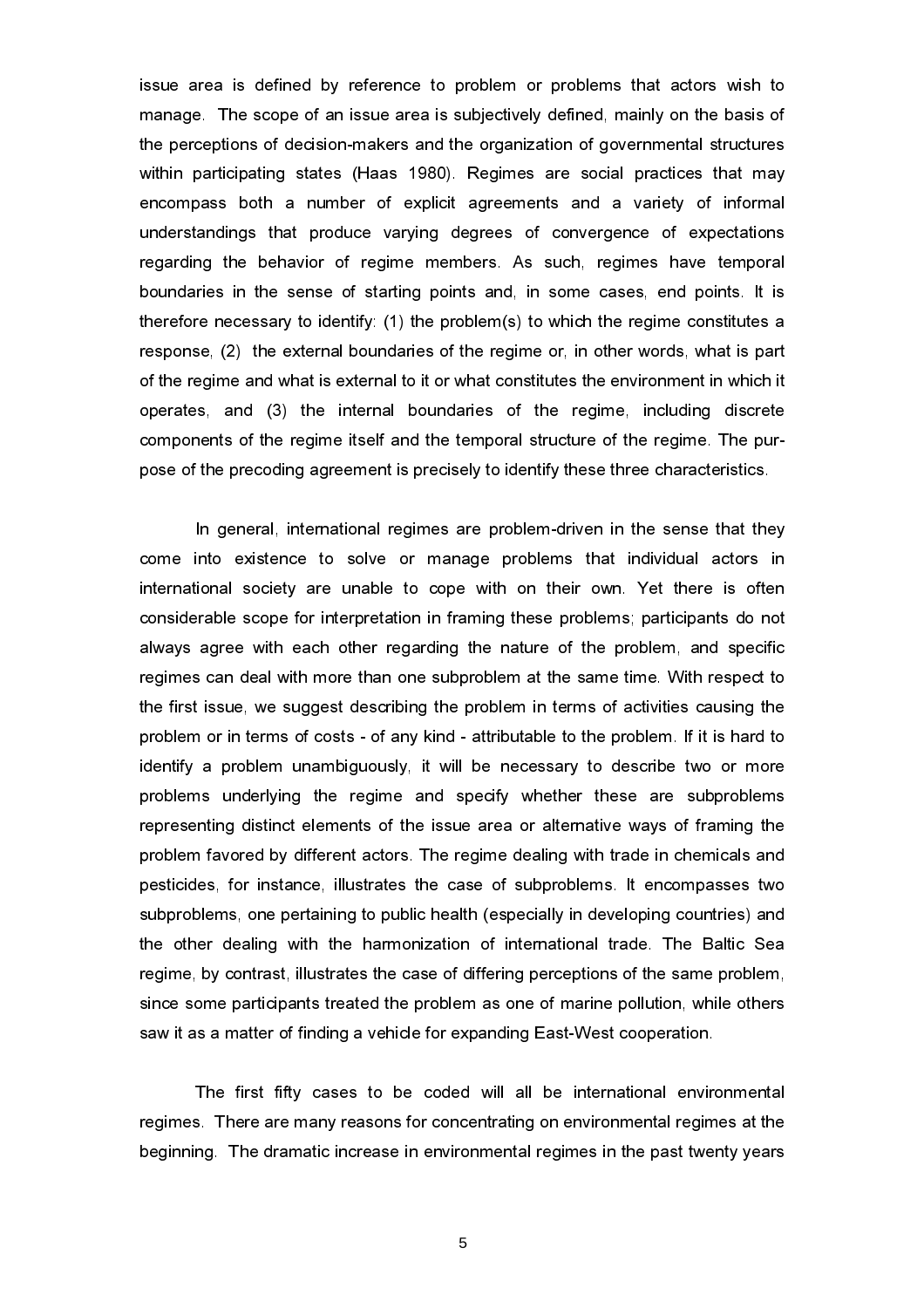issue area is defined by reference to problem or problems that actors wish to manage. The scope of an issue area is subjectively defined, mainly on the basis of the perceptions of decision-makers and the organization of governmental structures within participating states (Haas 1980). Regimes are social practices that may encompass both a number of explicit agreements and a variety of informal understandings that produce varying degrees of convergence of expectations regarding the behavior of regime members. As such, regimes have temporal boundaries in the sense of starting points and, in some cases, end points. It is therefore necessary to identify: (1) the problem(s) to which the regime constitutes a response, (2) the external boundaries of the regime or, in other words, what is part of the regime and what is external to it or what constitutes the environment in which it operates, and (3) the internal boundaries of the regime, including discrete components of the regime itself and the temporal structure of the regime. The purpose of the precoding agreement is precisely to identify these three characteristics.

In general, international regimes are problem-driven in the sense that they come into existence to solve or manage problems that individual actors in international society are unable to cope with on their own. Yet there is often considerable scope for interpretation in framing these problems; participants do not always agree with each other regarding the nature of the problem, and specific regimes can deal with more than one subproblem at the same time. With respect to the first issue, we suggest describing the problem in terms of activities causing the problem or in terms of costs - of any kind - attributable to the problem. If it is hard to identify a problem unambiguously, it will be necessary to describe two or more problems underlying the regime and specify whether these are subproblems representing distinct elements of the issue area or alternative ways of framing the problem favored by different actors. The regime dealing with trade in chemicals and pesticides, for instance, illustrates the case of subproblems. It encompasses two subproblems, one pertaining to public health (especially in developing countries) and the other dealing with the harmonization of international trade. The Baltic Sea regime, by contrast, illustrates the case of differing perceptions of the same problem, since some participants treated the problem as one of marine pollution, while others saw it as a matter of finding a vehicle for expanding East-West cooperation.

The first fifty cases to be coded will all be international environmental regimes. There are many reasons for concentrating on environmental regimes at the beginning. The dramatic increase in environmental regimes in the past twenty years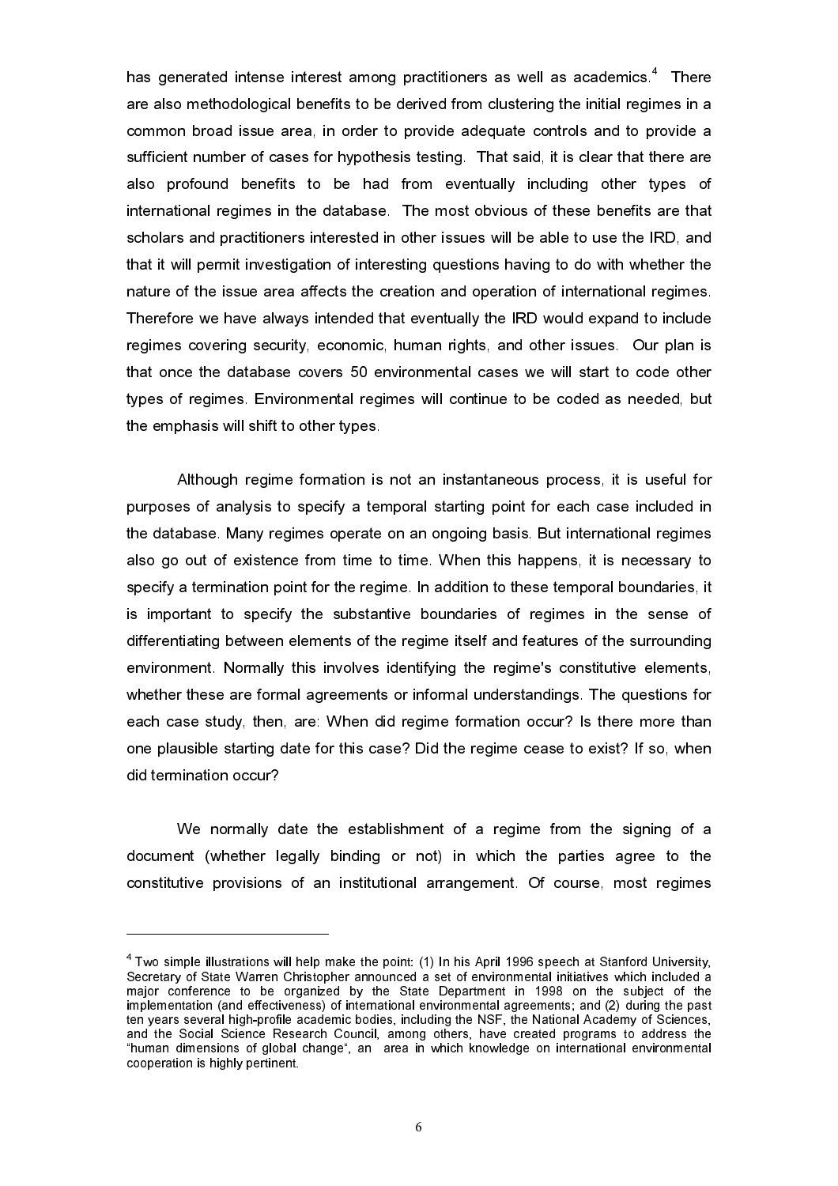has generated intense interest among practitioners as well as academics.[4] There are also methodological benefits to be derived from clustering the initial regimes in a common broad issue area, in order to provide adequate controls and to provide a sufficient number of cases for hypothesis testing. That said, it is clear that there are also profound benefits to be had from eventually including other types of international regimes in the database. The most obvious of these benefits are that scholars and practitioners interested in other issues will be able to use the IRD, and that it will permit investigation of interesting questions having to do with whether the nature of the issue area affects the creation and operation of international regimes. Therefore we have always intended that eventually the IRD would expand to include regimes covering security, economic, human rights, and other issues. Our plan is that once the database covers 50 environmental cases we will start to code other types of regimes. Environmental regimes will continue to be coded as needed, but the emphasis will shift to other types.

Although regime formation is not an instantaneous process, it is useful for purposes of analysis to specify a temporal starting point for each case included in the database. Many regimes operate on an ongoing basis. But international regimes also go out of existence from time to time. When this happens, it is necessary to specify a termination point for the regime. In addition to these temporal boundaries, it is important to specify the substantive boundaries of regimes in the sense of differentiating between elements of the regime itself and features of the surrounding environment. Normally this involves identifying the regime's constitutive elements, whether these are formal agreements or informal understandings. The questions for each case study, then, are: When did regime formation occur? Is there more than one plausible starting date for this case? Did the regime cease to exist? If so, when did termination occur?

We normally date the establishment of a regime from the signing of a document (whether legally binding or not) in which the parties agree to the constitutive provisions of an institutional arrangement. Of course, most regimes

---

[4] Two simple illustrations will help make the point: (1) In his April 1996 speech at Stanford University, Secretary of State Warren Christopher announced a set of environmental initiatives which included a major conference to be organized by the State Department in 1998 on the subject of the implementation (and effectiveness) of international environmental agreements; and (2) during the past ten years several high-profile academic bodies, including the NSF, the National Academy of Sciences, and the Social Science Research Council, among others, have created programs to address the "human dimensions of global change", an area in which knowledge on international environmental cooperation is highly pertinent.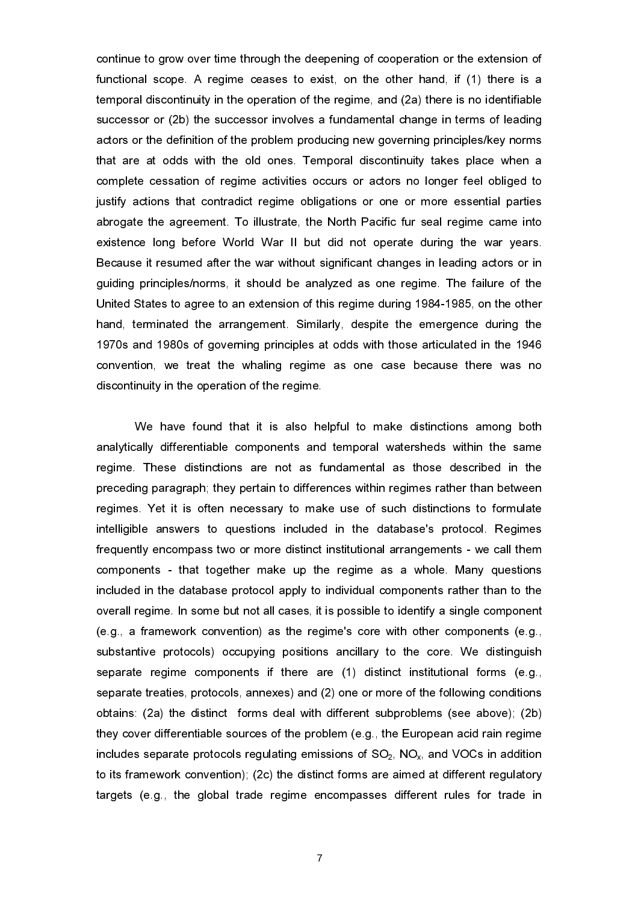continue to grow over time through the deepening of cooperation or the extension of functional scope. A regime ceases to exist, on the other hand, if (1) there is a temporal discontinuity in the operation of the regime, and (2a) there is no identifiable successor or (2b) the successor involves a fundamental change in terms of leading actors or the definition of the problem producing new governing principles/key norms that are at odds with the old ones. Temporal discontinuity takes place when a complete cessation of regime activities occurs or actors no longer feel obliged to justify actions that contradict regime obligations or one or more essential parties abrogate the agreement. To illustrate, the North Pacific fur seal regime came into existence long before World War II but did not operate during the war years. Because it resumed after the war without significant changes in leading actors or in guiding principles/norms, it should be analyzed as one regime. The failure of the United States to agree to an extension of this regime during 1984-1985, on the other hand, terminated the arrangement. Similarly, despite the emergence during the 1970s and 1980s of governing principles at odds with those articulated in the 1946 convention, we treat the whaling regime as one case because there was no discontinuity in the operation of the regime.

We have found that it is also helpful to make distinctions among both analytically differentiable components and temporal watersheds within the same regime. These distinctions are not as fundamental as those described in the preceding paragraph; they pertain to differences within regimes rather than between regimes. Yet it is often necessary to make use of such distinctions to formulate intelligible answers to questions included in the database's protocol. Regimes frequently encompass two or more distinct institutional arrangements - we call them components - that together make up the regime as a whole. Many questions included in the database protocol apply to individual components rather than to the overall regime. In some but not all cases, it is possible to identify a single component (e.g., a framework convention) as the regime's core with other components (e.g., substantive protocols) occupying positions ancillary to the core. We distinguish separate regime components if there are (1) distinct institutional forms (e.g., separate treaties, protocols, annexes) and (2) one or more of the following conditions obtains: (2a) the distinct forms deal with different subproblems (see above); (2b) they cover differentiable sources of the problem (e.g., the European acid rain regime includes separate protocols regulating emissions of $SO_2$, $NO_x$, and VOCs in addition to its framework convention); (2c) the distinct forms are aimed at different regulatory targets (e.g., the global trade regime encompasses different rules for trade in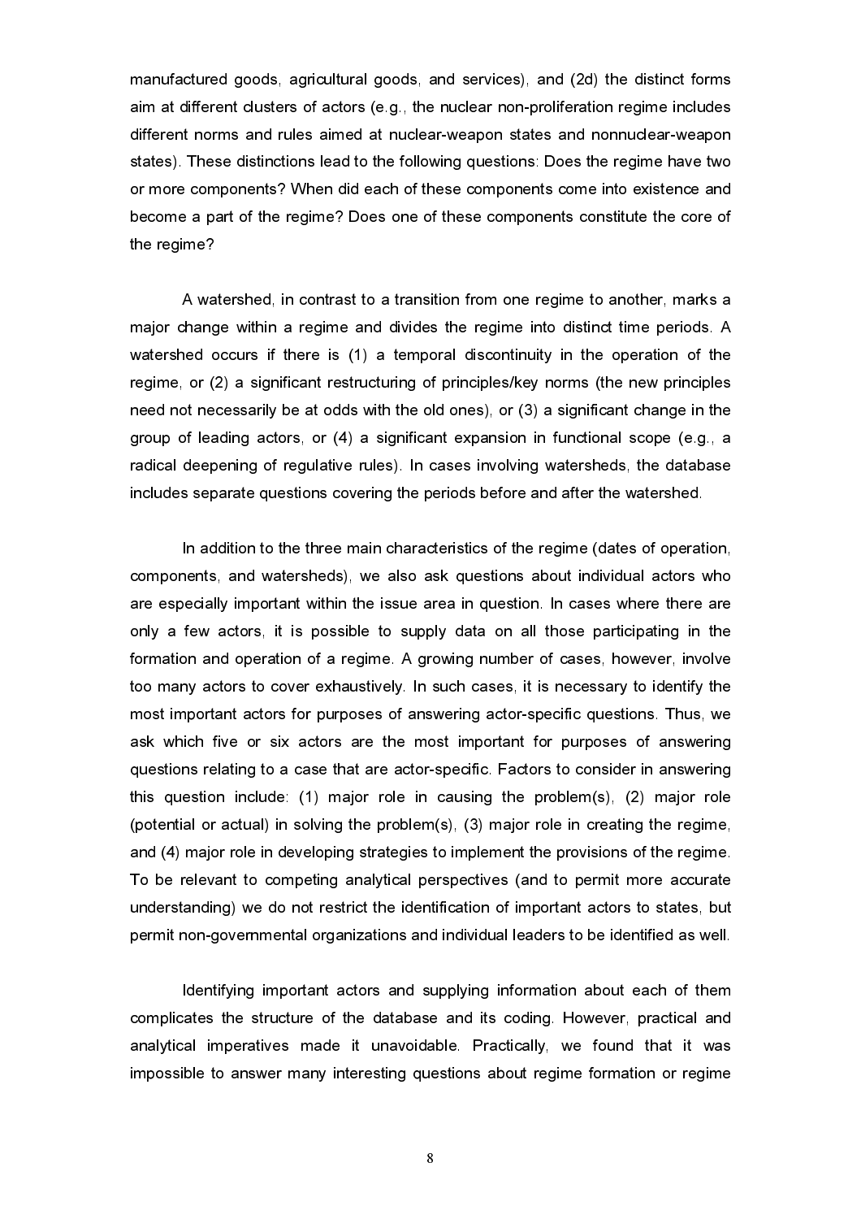manufactured goods, agricultural goods, and services), and (2d) the distinct forms aim at different clusters of actors (e.g., the nuclear non-proliferation regime includes different norms and rules aimed at nuclear-weapon states and nonnuclear-weapon states). These distinctions lead to the following questions: Does the regime have two or more components? When did each of these components come into existence and become a part of the regime? Does one of these components constitute the core of the regime?

A watershed, in contrast to a transition from one regime to another, marks a major change within a regime and divides the regime into distinct time periods. A watershed occurs if there is (1) a temporal discontinuity in the operation of the regime, or (2) a significant restructuring of principles/key norms (the new principles need not necessarily be at odds with the old ones), or (3) a significant change in the group of leading actors, or (4) a significant expansion in functional scope (e.g., a radical deepening of regulative rules). In cases involving watersheds, the database includes separate questions covering the periods before and after the watershed.

In addition to the three main characteristics of the regime (dates of operation, components, and watersheds), we also ask questions about individual actors who are especially important within the issue area in question. In cases where there are only a few actors, it is possible to supply data on all those participating in the formation and operation of a regime. A growing number of cases, however, involve too many actors to cover exhaustively. In such cases, it is necessary to identify the most important actors for purposes of answering actor-specific questions. Thus, we ask which five or six actors are the most important for purposes of answering questions relating to a case that are actor-specific. Factors to consider in answering this question include: (1) major role in causing the problem(s), (2) major role (potential or actual) in solving the problem(s), (3) major role in creating the regime, and (4) major role in developing strategies to implement the provisions of the regime. To be relevant to competing analytical perspectives (and to permit more accurate understanding) we do not restrict the identification of important actors to states, but permit non-governmental organizations and individual leaders to be identified as well.

Identifying important actors and supplying information about each of them complicates the structure of the database and its coding. However, practical and analytical imperatives made it unavoidable. Practically, we found that it was impossible to answer many interesting questions about regime formation or regime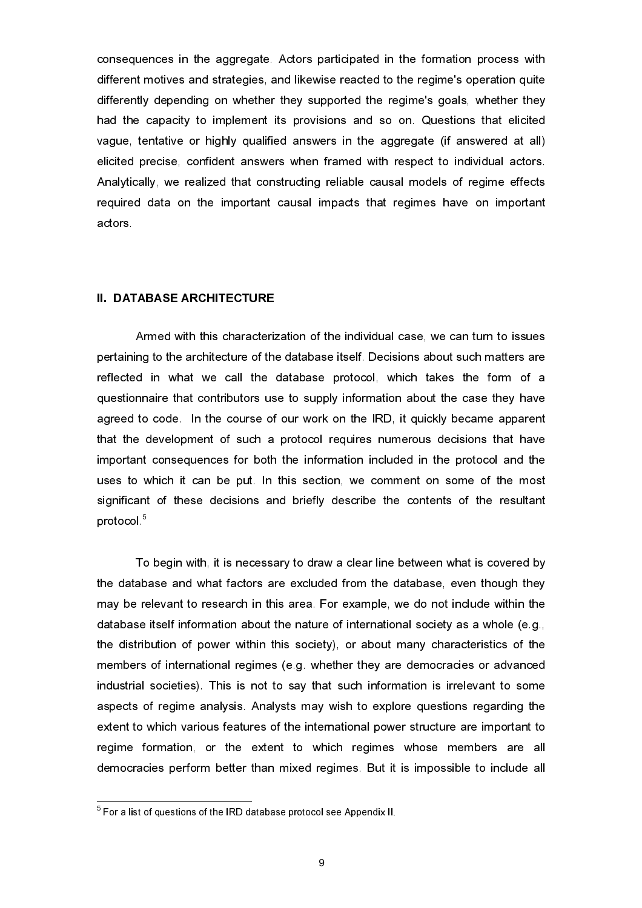consequences in the aggregate. Actors participated in the formation process with different motives and strategies, and likewise reacted to the regime's operation quite differently depending on whether they supported the regime's goals, whether they had the capacity to implement its provisions and so on. Questions that elicited vague, tentative or highly qualified answers in the aggregate (if answered at all) elicited precise, confident answers when framed with respect to individual actors. Analytically, we realized that constructing reliable causal models of regime effects required data on the important causal impacts that regimes have on important actors.

## II. DATABASE ARCHITECTURE

Armed with this characterization of the individual case, we can turn to issues pertaining to the architecture of the database itself. Decisions about such matters are reflected in what we call the database protocol, which takes the form of a questionnaire that contributors use to supply information about the case they have agreed to code. In the course of our work on the IRD, it quickly became apparent that the development of such a protocol requires numerous decisions that have important consequences for both the information included in the protocol and the uses to which it can be put. In this section, we comment on some of the most significant of these decisions and briefly describe the contents of the resultant protocol.[5]

To begin with, it is necessary to draw a clear line between what is covered by the database and what factors are excluded from the database, even though they may be relevant to research in this area. For example, we do not include within the database itself information about the nature of international society as a whole (e.g., the distribution of power within this society), or about many characteristics of the members of international regimes (e.g. whether they are democracies or advanced industrial societies). This is not to say that such information is irrelevant to some aspects of regime analysis. Analysts may wish to explore questions regarding the extent to which various features of the international power structure are important to regime formation, or the extent to which regimes whose members are all democracies perform better than mixed regimes. But it is impossible to include all

[5] For a list of questions of the IRD database protocol see Appendix II.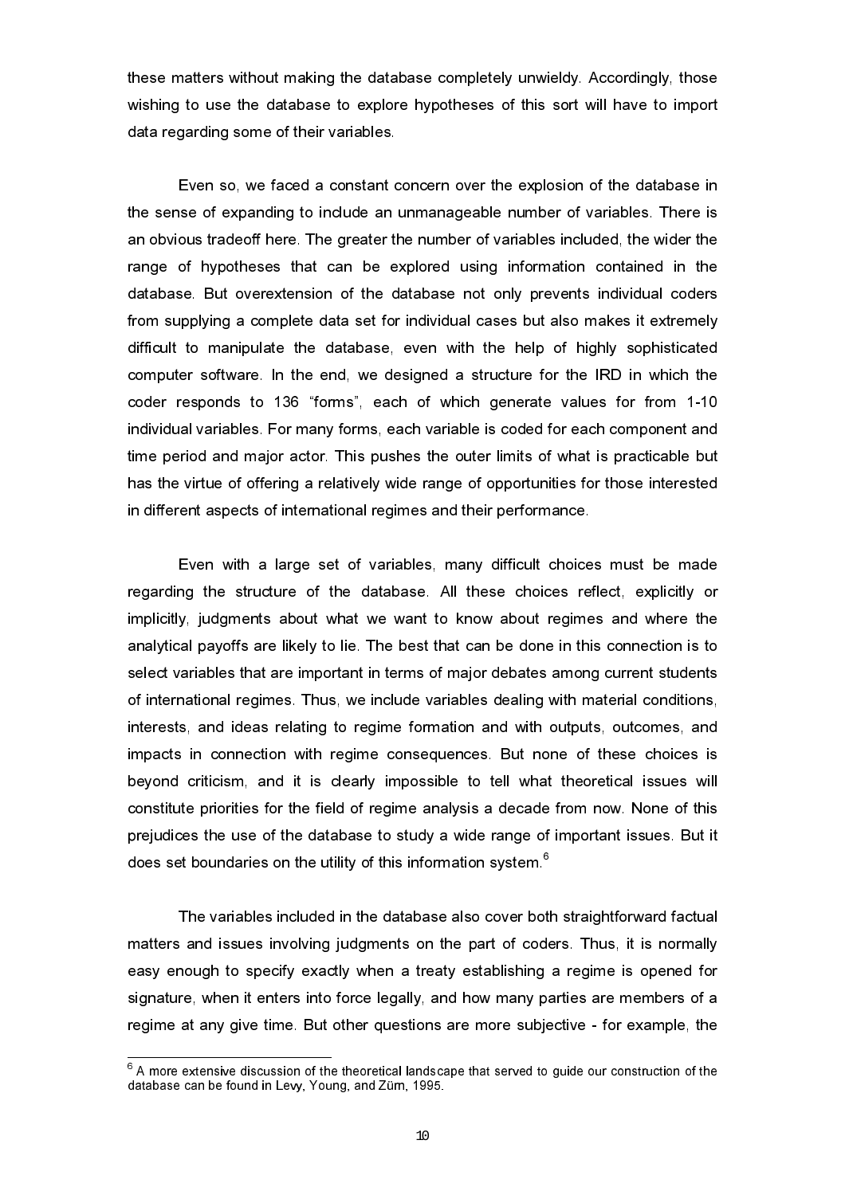these matters without making the database completely unwieldy. Accordingly, those wishing to use the database to explore hypotheses of this sort will have to import data regarding some of their variables.

Even so, we faced a constant concern over the explosion of the database in the sense of expanding to include an unmanageable number of variables. There is an obvious tradeoff here. The greater the number of variables included, the wider the range of hypotheses that can be explored using information contained in the database. But overextension of the database not only prevents individual coders from supplying a complete data set for individual cases but also makes it extremely difficult to manipulate the database, even with the help of highly sophisticated computer software. In the end, we designed a structure for the IRD in which the coder responds to 136 "forms", each of which generate values for from 1-10 individual variables. For many forms, each variable is coded for each component and time period and major actor. This pushes the outer limits of what is practicable but has the virtue of offering a relatively wide range of opportunities for those interested in different aspects of international regimes and their performance.

Even with a large set of variables, many difficult choices must be made regarding the structure of the database. All these choices reflect, explicitly or implicitly, judgments about what we want to know about regimes and where the analytical payoffs are likely to lie. The best that can be done in this connection is to select variables that are important in terms of major debates among current students of international regimes. Thus, we include variables dealing with material conditions, interests, and ideas relating to regime formation and with outputs, outcomes, and impacts in connection with regime consequences. But none of these choices is beyond criticism, and it is clearly impossible to tell what theoretical issues will constitute priorities for the field of regime analysis a decade from now. None of this prejudices the use of the database to study a wide range of important issues. But it does set boundaries on the utility of this information system.[6]

The variables included in the database also cover both straightforward factual matters and issues involving judgments on the part of coders. Thus, it is normally easy enough to specify exactly when a treaty establishing a regime is opened for signature, when it enters into force legally, and how many parties are members of a regime at any give time. But other questions are more subjective - for example, the

[6] A more extensive discussion of the theoretical landscape that served to guide our construction of the database can be found in Levy, Young, and Zürn, 1995.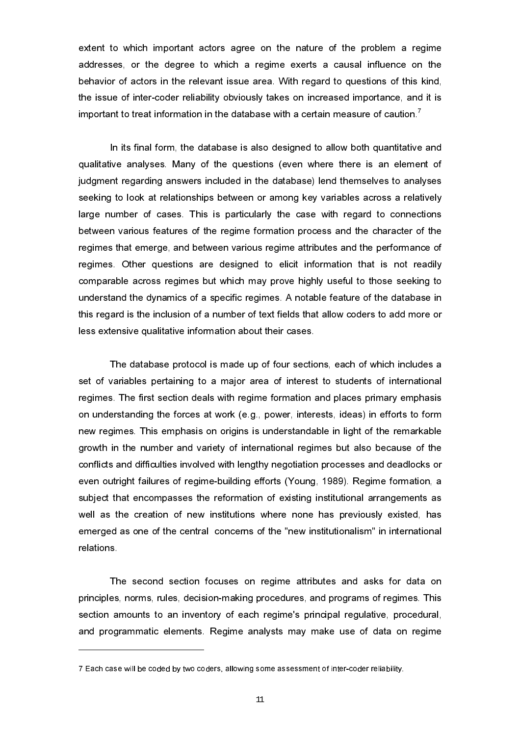extent to which important actors agree on the nature of the problem a regime addresses, or the degree to which a regime exerts a causal influence on the behavior of actors in the relevant issue area. With regard to questions of this kind, the issue of inter-coder reliability obviously takes on increased importance, and it is important to treat information in the database with a certain measure of caution.[7]

In its final form, the database is also designed to allow both quantitative and qualitative analyses. Many of the questions (even where there is an element of judgment regarding answers included in the database) lend themselves to analyses seeking to look at relationships between or among key variables across a relatively large number of cases. This is particularly the case with regard to connections between various features of the regime formation process and the character of the regimes that emerge, and between various regime attributes and the performance of regimes. Other questions are designed to elicit information that is not readily comparable across regimes but which may prove highly useful to those seeking to understand the dynamics of a specific regimes. A notable feature of the database in this regard is the inclusion of a number of text fields that allow coders to add more or less extensive qualitative information about their cases.

The database protocol is made up of four sections, each of which includes a set of variables pertaining to a major area of interest to students of international regimes. The first section deals with regime formation and places primary emphasis on understanding the forces at work (e.g., power, interests, ideas) in efforts to form new regimes. This emphasis on origins is understandable in light of the remarkable growth in the number and variety of international regimes but also because of the conflicts and difficulties involved with lengthy negotiation processes and deadlocks or even outright failures of regime-building efforts (Young, 1989). Regime formation, a subject that encompasses the reformation of existing institutional arrangements as well as the creation of new institutions where none has previously existed, has emerged as one of the central concerns of the "new institutionalism" in international relations.

The second section focuses on regime attributes and asks for data on principles, norms, rules, decision-making procedures, and programs of regimes. This section amounts to an inventory of each regime's principal regulative, procedural, and programmatic elements. Regime analysts may make use of data on regime

---

7 Each case will be coded by two coders, allowing some assessment of inter-coder reliability.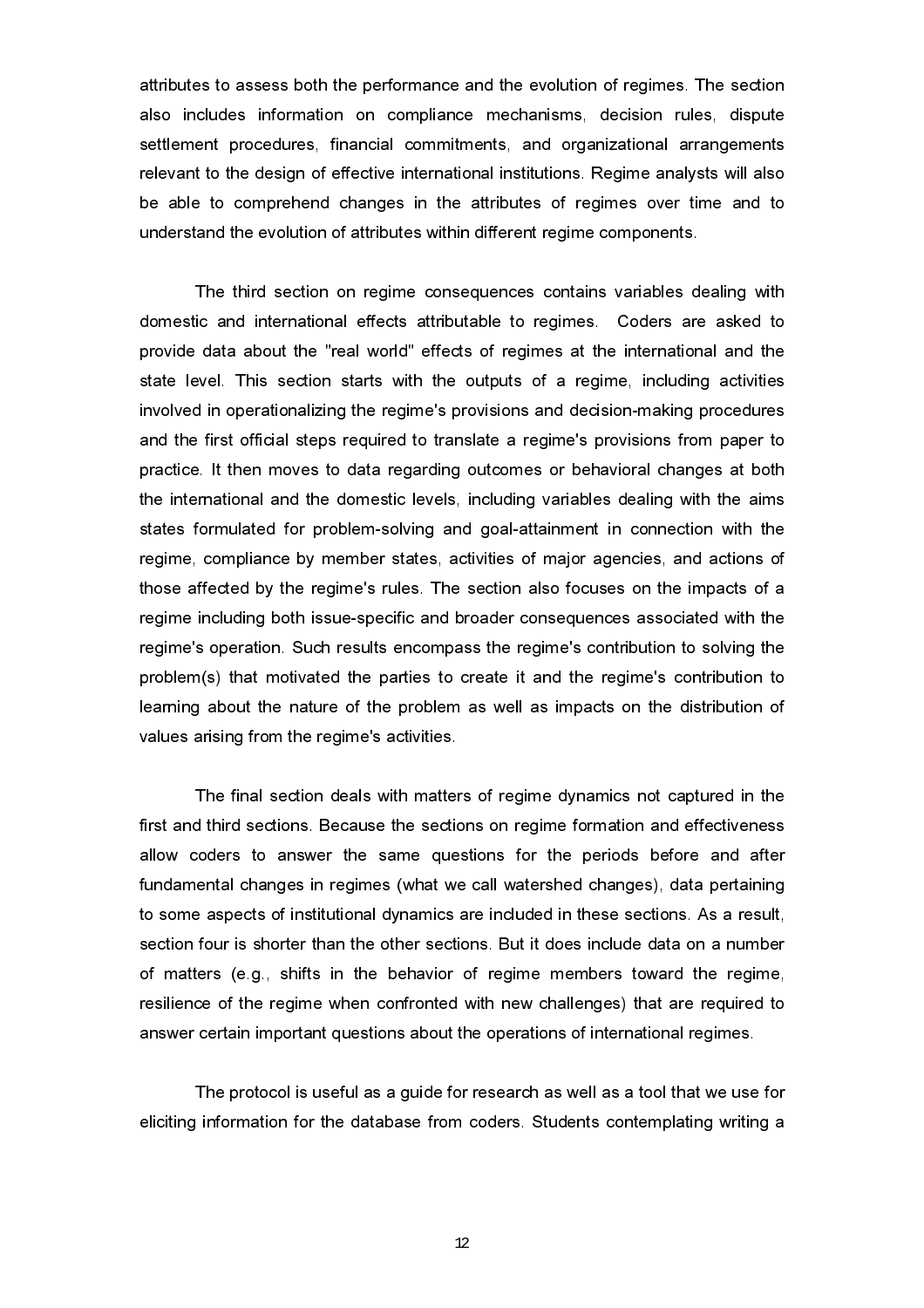attributes to assess both the performance and the evolution of regimes. The section also includes information on compliance mechanisms, decision rules, dispute settlement procedures, financial commitments, and organizational arrangements relevant to the design of effective international institutions. Regime analysts will also be able to comprehend changes in the attributes of regimes over time and to understand the evolution of attributes within different regime components.

The third section on regime consequences contains variables dealing with domestic and international effects attributable to regimes. Coders are asked to provide data about the "real world" effects of regimes at the international and the state level. This section starts with the outputs of a regime, including activities involved in operationalizing the regime's provisions and decision-making procedures and the first official steps required to translate a regime's provisions from paper to practice. It then moves to data regarding outcomes or behavioral changes at both the international and the domestic levels, including variables dealing with the aims states formulated for problem-solving and goal-attainment in connection with the regime, compliance by member states, activities of major agencies, and actions of those affected by the regime's rules. The section also focuses on the impacts of a regime including both issue-specific and broader consequences associated with the regime's operation. Such results encompass the regime's contribution to solving the problem(s) that motivated the parties to create it and the regime's contribution to learning about the nature of the problem as well as impacts on the distribution of values arising from the regime's activities.

The final section deals with matters of regime dynamics not captured in the first and third sections. Because the sections on regime formation and effectiveness allow coders to answer the same questions for the periods before and after fundamental changes in regimes (what we call watershed changes), data pertaining to some aspects of institutional dynamics are included in these sections. As a result, section four is shorter than the other sections. But it does include data on a number of matters (e.g., shifts in the behavior of regime members toward the regime, resilience of the regime when confronted with new challenges) that are required to answer certain important questions about the operations of international regimes.

The protocol is useful as a guide for research as well as a tool that we use for eliciting information for the database from coders. Students contemplating writing a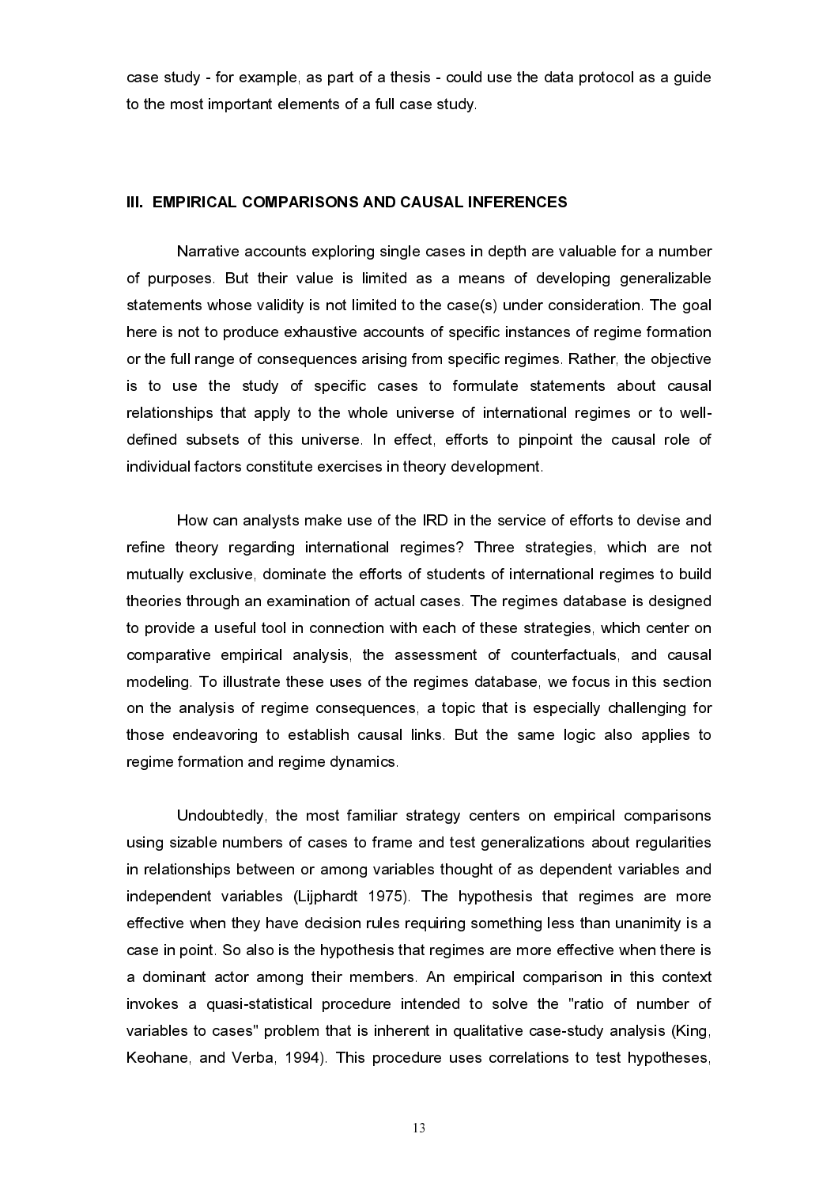case study - for example, as part of a thesis - could use the data protocol as a guide to the most important elements of a full case study.

## III. EMPIRICAL COMPARISONS AND CAUSAL INFERENCES

Narrative accounts exploring single cases in depth are valuable for a number of purposes. But their value is limited as a means of developing generalizable statements whose validity is not limited to the case(s) under consideration. The goal here is not to produce exhaustive accounts of specific instances of regime formation or the full range of consequences arising from specific regimes. Rather, the objective is to use the study of specific cases to formulate statements about causal relationships that apply to the whole universe of international regimes or to well-defined subsets of this universe. In effect, efforts to pinpoint the causal role of individual factors constitute exercises in theory development.

How can analysts make use of the IRD in the service of efforts to devise and refine theory regarding international regimes? Three strategies, which are not mutually exclusive, dominate the efforts of students of international regimes to build theories through an examination of actual cases. The regimes database is designed to provide a useful tool in connection with each of these strategies, which center on comparative empirical analysis, the assessment of counterfactuals, and causal modeling. To illustrate these uses of the regimes database, we focus in this section on the analysis of regime consequences, a topic that is especially challenging for those endeavoring to establish causal links. But the same logic also applies to regime formation and regime dynamics.

Undoubtedly, the most familiar strategy centers on empirical comparisons using sizable numbers of cases to frame and test generalizations about regularities in relationships between or among variables thought of as dependent variables and independent variables (Lijphardt 1975). The hypothesis that regimes are more effective when they have decision rules requiring something less than unanimity is a case in point. So also is the hypothesis that regimes are more effective when there is a dominant actor among their members. An empirical comparison in this context invokes a quasi-statistical procedure intended to solve the "ratio of number of variables to cases" problem that is inherent in qualitative case-study analysis (King, Keohane, and Verba, 1994). This procedure uses correlations to test hypotheses,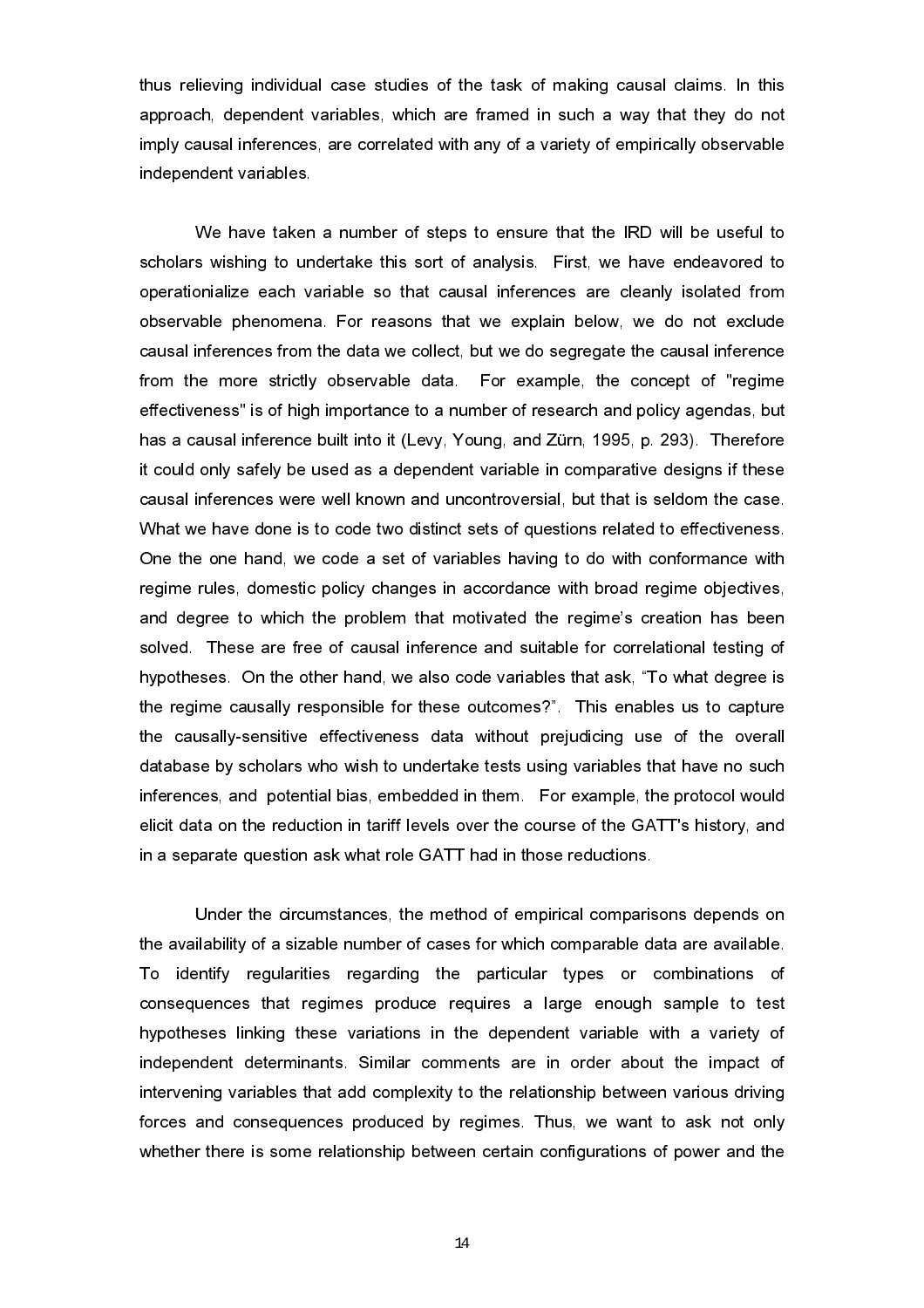thus relieving individual case studies of the task of making causal claims. In this approach, dependent variables, which are framed in such a way that they do not imply causal inferences, are correlated with any of a variety of empirically observable independent variables.

We have taken a number of steps to ensure that the IRD will be useful to scholars wishing to undertake this sort of analysis. First, we have endeavored to operationialize each variable so that causal inferences are cleanly isolated from observable phenomena. For reasons that we explain below, we do not exclude causal inferences from the data we collect, but we do segregate the causal inference from the more strictly observable data. For example, the concept of "regime effectiveness" is of high importance to a number of research and policy agendas, but has a causal inference built into it (Levy, Young, and Zürn, 1995, p. 293). Therefore it could only safely be used as a dependent variable in comparative designs if these causal inferences were well known and uncontroversial, but that is seldom the case. What we have done is to code two distinct sets of questions related to effectiveness. One the one hand, we code a set of variables having to do with conformance with regime rules, domestic policy changes in accordance with broad regime objectives, and degree to which the problem that motivated the regime's creation has been solved. These are free of causal inference and suitable for correlational testing of hypotheses. On the other hand, we also code variables that ask, "To what degree is the regime causally responsible for these outcomes?". This enables us to capture the causally-sensitive effectiveness data without prejudicing use of the overall database by scholars who wish to undertake tests using variables that have no such inferences, and potential bias, embedded in them. For example, the protocol would elicit data on the reduction in tariff levels over the course of the GATT's history, and in a separate question ask what role GATT had in those reductions.

Under the circumstances, the method of empirical comparisons depends on the availability of a sizable number of cases for which comparable data are available. To identify regularities regarding the particular types or combinations of consequences that regimes produce requires a large enough sample to test hypotheses linking these variations in the dependent variable with a variety of independent determinants. Similar comments are in order about the impact of intervening variables that add complexity to the relationship between various driving forces and consequences produced by regimes. Thus, we want to ask not only whether there is some relationship between certain configurations of power and the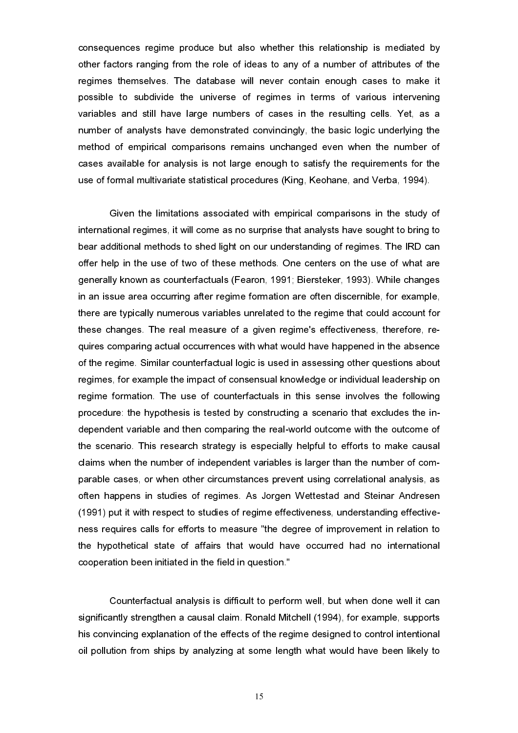consequences regime produce but also whether this relationship is mediated by other factors ranging from the role of ideas to any of a number of attributes of the regimes themselves. The database will never contain enough cases to make it possible to subdivide the universe of regimes in terms of various intervening variables and still have large numbers of cases in the resulting cells. Yet, as a number of analysts have demonstrated convincingly, the basic logic underlying the method of empirical comparisons remains unchanged even when the number of cases available for analysis is not large enough to satisfy the requirements for the use of formal multivariate statistical procedures (King, Keohane, and Verba, 1994).

Given the limitations associated with empirical comparisons in the study of international regimes, it will come as no surprise that analysts have sought to bring to bear additional methods to shed light on our understanding of regimes. The IRD can offer help in the use of two of these methods. One centers on the use of what are generally known as counterfactuals (Fearon, 1991; Biersteker, 1993). While changes in an issue area occurring after regime formation are often discernible, for example, there are typically numerous variables unrelated to the regime that could account for these changes. The real measure of a given regime's effectiveness, therefore, requires comparing actual occurrences with what would have happened in the absence of the regime. Similar counterfactual logic is used in assessing other questions about regimes, for example the impact of consensual knowledge or individual leadership on regime formation. The use of counterfactuals in this sense involves the following procedure: the hypothesis is tested by constructing a scenario that excludes the independent variable and then comparing the real-world outcome with the outcome of the scenario. This research strategy is especially helpful to efforts to make causal claims when the number of independent variables is larger than the number of comparable cases, or when other circumstances prevent using correlational analysis, as often happens in studies of regimes. As Jorgen Wettestad and Steinar Andresen (1991) put it with respect to studies of regime effectiveness, understanding effectiveness requires calls for efforts to measure "the degree of improvement in relation to the hypothetical state of affairs that would have occurred had no international cooperation been initiated in the field in question."

Counterfactual analysis is difficult to perform well, but when done well it can significantly strengthen a causal claim. Ronald Mitchell (1994), for example, supports his convincing explanation of the effects of the regime designed to control intentional oil pollution from ships by analyzing at some length what would have been likely to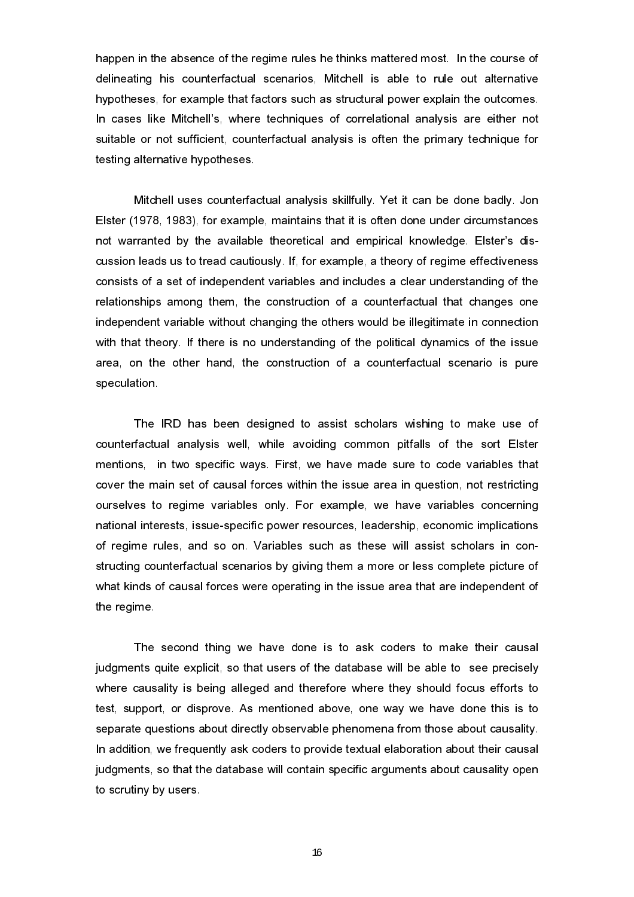happen in the absence of the regime rules he thinks mattered most. In the course of delineating his counterfactual scenarios, Mitchell is able to rule out alternative hypotheses, for example that factors such as structural power explain the outcomes. In cases like Mitchell's, where techniques of correlational analysis are either not suitable or not sufficient, counterfactual analysis is often the primary technique for testing alternative hypotheses.

Mitchell uses counterfactual analysis skillfully. Yet it can be done badly. Jon Elster (1978, 1983), for example, maintains that it is often done under circumstances not warranted by the available theoretical and empirical knowledge. Elster's discussion leads us to tread cautiously. If, for example, a theory of regime effectiveness consists of a set of independent variables and includes a clear understanding of the relationships among them, the construction of a counterfactual that changes one independent variable without changing the others would be illegitimate in connection with that theory. If there is no understanding of the political dynamics of the issue area, on the other hand, the construction of a counterfactual scenario is pure speculation.

The IRD has been designed to assist scholars wishing to make use of counterfactual analysis well, while avoiding common pitfalls of the sort Elster mentions, in two specific ways. First, we have made sure to code variables that cover the main set of causal forces within the issue area in question, not restricting ourselves to regime variables only. For example, we have variables concerning national interests, issue-specific power resources, leadership, economic implications of regime rules, and so on. Variables such as these will assist scholars in constructing counterfactual scenarios by giving them a more or less complete picture of what kinds of causal forces were operating in the issue area that are independent of the regime.

The second thing we have done is to ask coders to make their causal judgments quite explicit, so that users of the database will be able to see precisely where causality is being alleged and therefore where they should focus efforts to test, support, or disprove. As mentioned above, one way we have done this is to separate questions about directly observable phenomena from those about causality. In addition, we frequently ask coders to provide textual elaboration about their causal judgments, so that the database will contain specific arguments about causality open to scrutiny by users.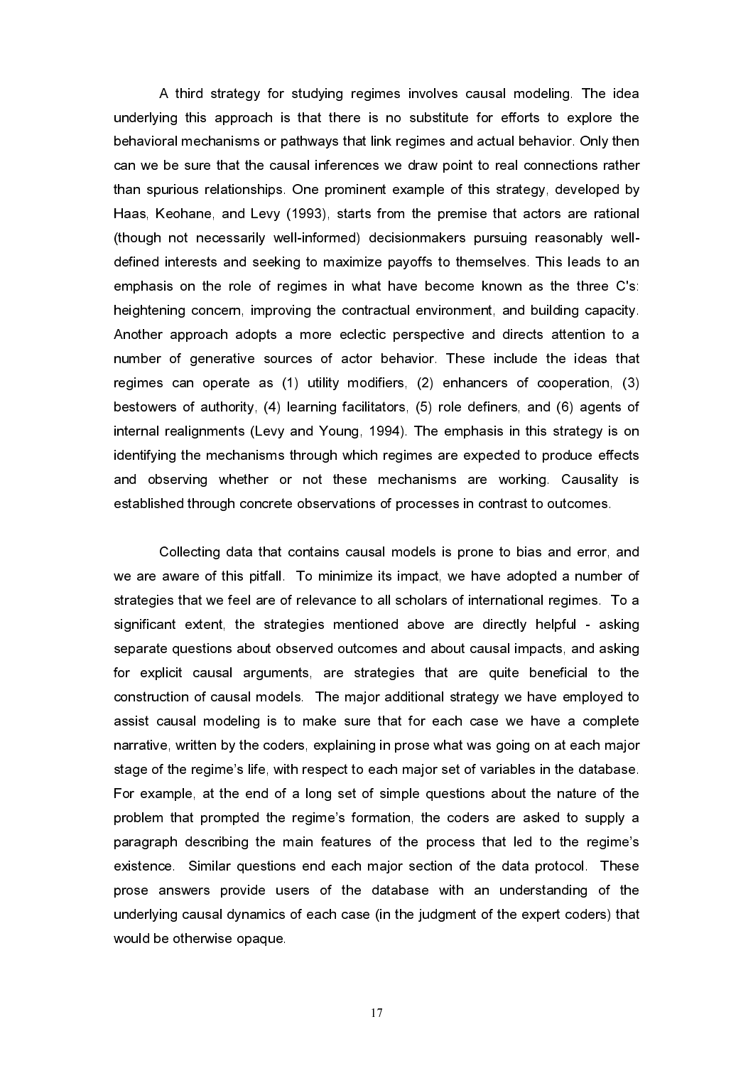A third strategy for studying regimes involves causal modeling. The idea underlying this approach is that there is no substitute for efforts to explore the behavioral mechanisms or pathways that link regimes and actual behavior. Only then can we be sure that the causal inferences we draw point to real connections rather than spurious relationships. One prominent example of this strategy, developed by Haas, Keohane, and Levy (1993), starts from the premise that actors are rational (though not necessarily well-informed) decisionmakers pursuing reasonably well-defined interests and seeking to maximize payoffs to themselves. This leads to an emphasis on the role of regimes in what have become known as the three C's: heightening concern, improving the contractual environment, and building capacity. Another approach adopts a more eclectic perspective and directs attention to a number of generative sources of actor behavior. These include the ideas that regimes can operate as (1) utility modifiers, (2) enhancers of cooperation, (3) bestowers of authority, (4) learning facilitators, (5) role definers, and (6) agents of internal realignments (Levy and Young, 1994). The emphasis in this strategy is on identifying the mechanisms through which regimes are expected to produce effects and observing whether or not these mechanisms are working. Causality is established through concrete observations of processes in contrast to outcomes.

Collecting data that contains causal models is prone to bias and error, and we are aware of this pitfall. To minimize its impact, we have adopted a number of strategies that we feel are of relevance to all scholars of international regimes. To a significant extent, the strategies mentioned above are directly helpful - asking separate questions about observed outcomes and about causal impacts, and asking for explicit causal arguments, are strategies that are quite beneficial to the construction of causal models. The major additional strategy we have employed to assist causal modeling is to make sure that for each case we have a complete narrative, written by the coders, explaining in prose what was going on at each major stage of the regime's life, with respect to each major set of variables in the database. For example, at the end of a long set of simple questions about the nature of the problem that prompted the regime's formation, the coders are asked to supply a paragraph describing the main features of the process that led to the regime's existence. Similar questions end each major section of the data protocol. These prose answers provide users of the database with an understanding of the underlying causal dynamics of each case (in the judgment of the expert coders) that would be otherwise opaque.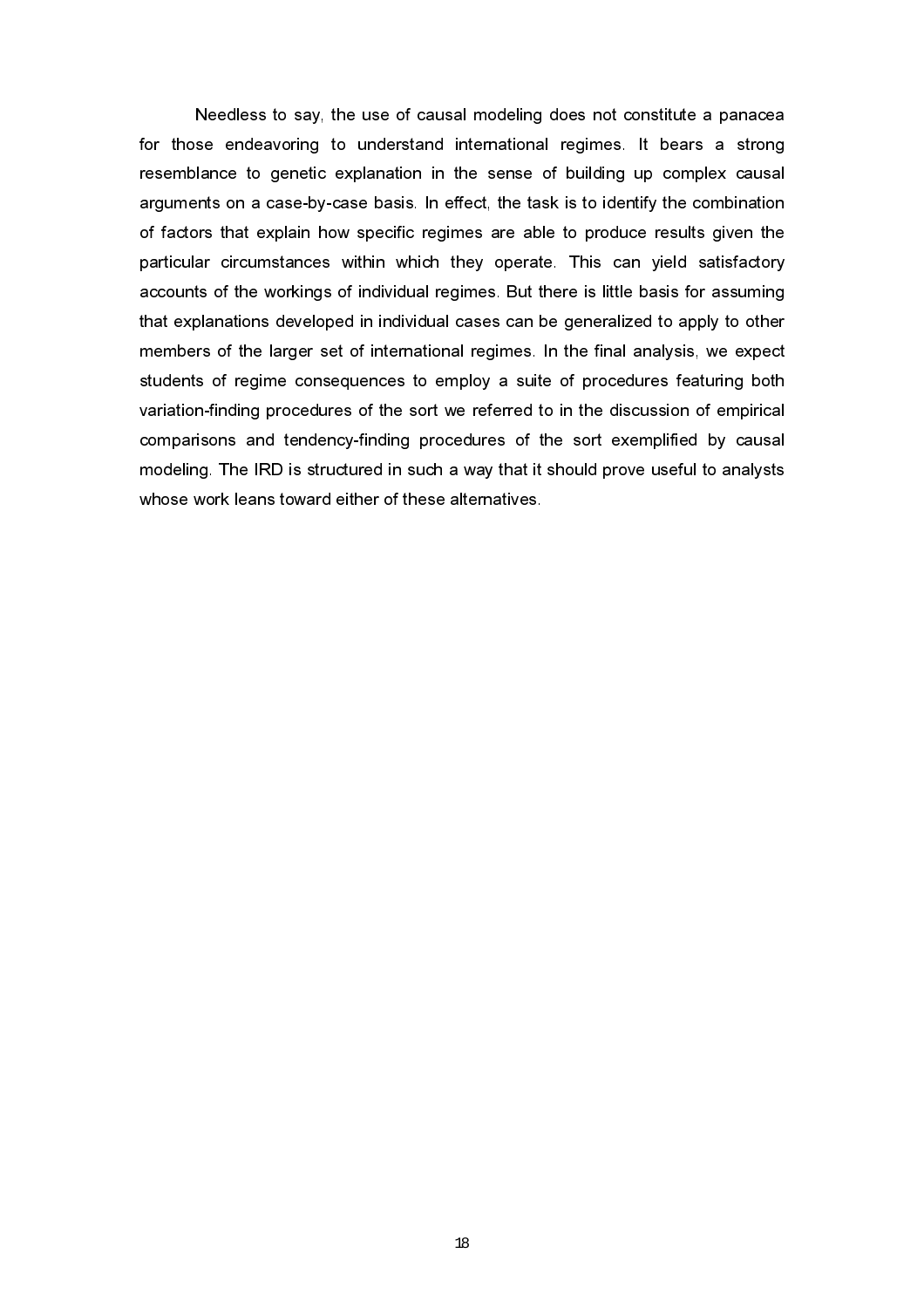Needless to say, the use of causal modeling does not constitute a panacea for those endeavoring to understand international regimes. It bears a strong resemblance to genetic explanation in the sense of building up complex causal arguments on a case-by-case basis. In effect, the task is to identify the combination of factors that explain how specific regimes are able to produce results given the particular circumstances within which they operate. This can yield satisfactory accounts of the workings of individual regimes. But there is little basis for assuming that explanations developed in individual cases can be generalized to apply to other members of the larger set of international regimes. In the final analysis, we expect students of regime consequences to employ a suite of procedures featuring both variation-finding procedures of the sort we referred to in the discussion of empirical comparisons and tendency-finding procedures of the sort exemplified by causal modeling. The IRD is structured in such a way that it should prove useful to analysts whose work leans toward either of these alternatives.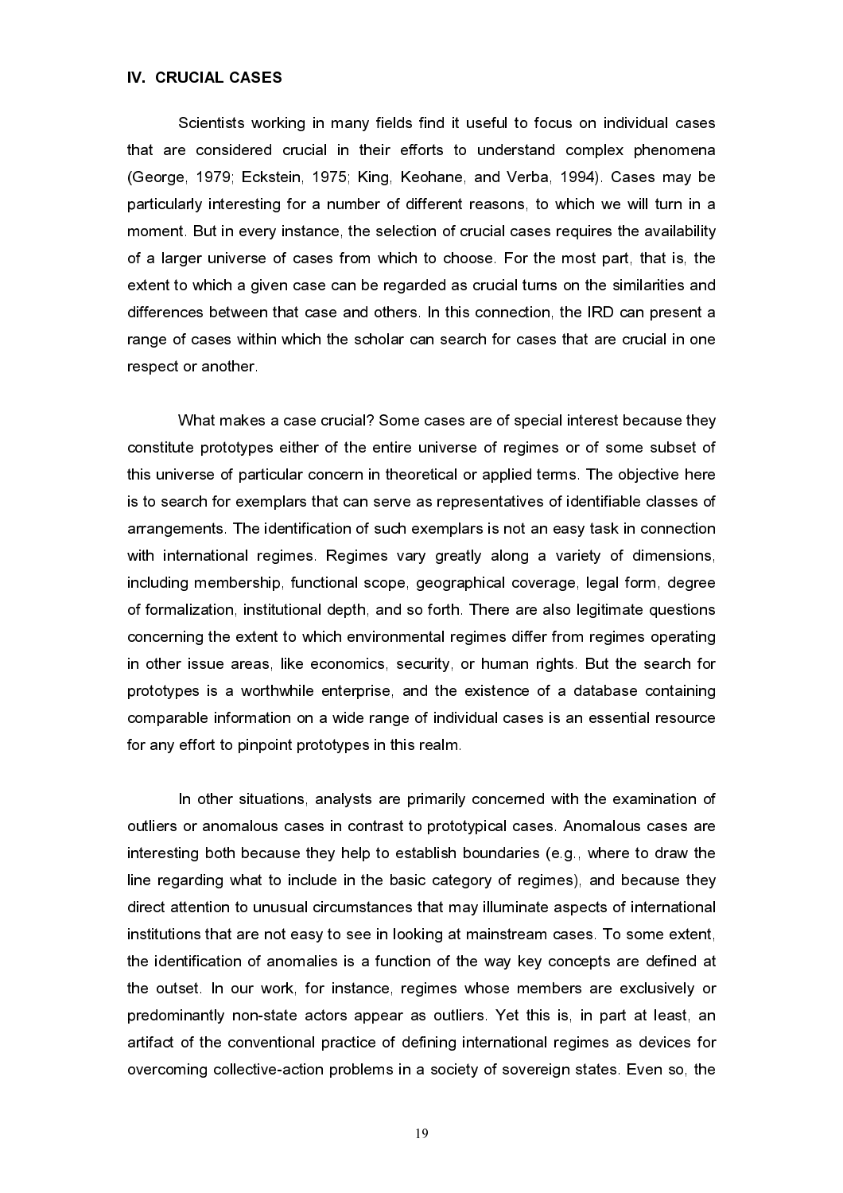## IV. CRUCIAL CASES

Scientists working in many fields find it useful to focus on individual cases that are considered crucial in their efforts to understand complex phenomena (George, 1979; Eckstein, 1975; King, Keohane, and Verba, 1994). Cases may be particularly interesting for a number of different reasons, to which we will turn in a moment. But in every instance, the selection of crucial cases requires the availability of a larger universe of cases from which to choose. For the most part, that is, the extent to which a given case can be regarded as crucial turns on the similarities and differences between that case and others. In this connection, the IRD can present a range of cases within which the scholar can search for cases that are crucial in one respect or another.

What makes a case crucial? Some cases are of special interest because they constitute prototypes either of the entire universe of regimes or of some subset of this universe of particular concern in theoretical or applied terms. The objective here is to search for exemplars that can serve as representatives of identifiable classes of arrangements. The identification of such exemplars is not an easy task in connection with international regimes. Regimes vary greatly along a variety of dimensions, including membership, functional scope, geographical coverage, legal form, degree of formalization, institutional depth, and so forth. There are also legitimate questions concerning the extent to which environmental regimes differ from regimes operating in other issue areas, like economics, security, or human rights. But the search for prototypes is a worthwhile enterprise, and the existence of a database containing comparable information on a wide range of individual cases is an essential resource for any effort to pinpoint prototypes in this realm.

In other situations, analysts are primarily concerned with the examination of outliers or anomalous cases in contrast to prototypical cases. Anomalous cases are interesting both because they help to establish boundaries (e.g., where to draw the line regarding what to include in the basic category of regimes), and because they direct attention to unusual circumstances that may illuminate aspects of international institutions that are not easy to see in looking at mainstream cases. To some extent, the identification of anomalies is a function of the way key concepts are defined at the outset. In our work, for instance, regimes whose members are exclusively or predominantly non-state actors appear as outliers. Yet this is, in part at least, an artifact of the conventional practice of defining international regimes as devices for overcoming collective-action problems in a society of sovereign states. Even so, the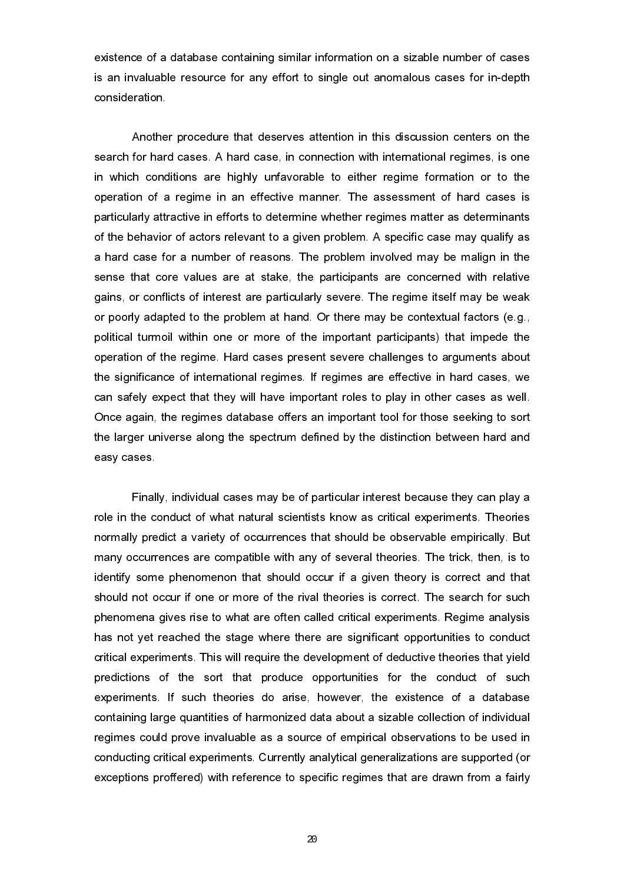existence of a database containing similar information on a sizable number of cases is an invaluable resource for any effort to single out anomalous cases for in-depth consideration.

Another procedure that deserves attention in this discussion centers on the search for hard cases. A hard case, in connection with international regimes, is one in which conditions are highly unfavorable to either regime formation or to the operation of a regime in an effective manner. The assessment of hard cases is particularly attractive in efforts to determine whether regimes matter as determinants of the behavior of actors relevant to a given problem. A specific case may qualify as a hard case for a number of reasons. The problem involved may be malign in the sense that core values are at stake, the participants are concerned with relative gains, or conflicts of interest are particularly severe. The regime itself may be weak or poorly adapted to the problem at hand. Or there may be contextual factors (e.g., political turmoil within one or more of the important participants) that impede the operation of the regime. Hard cases present severe challenges to arguments about the significance of international regimes. If regimes are effective in hard cases, we can safely expect that they will have important roles to play in other cases as well. Once again, the regimes database offers an important tool for those seeking to sort the larger universe along the spectrum defined by the distinction between hard and easy cases.

Finally, individual cases may be of particular interest because they can play a role in the conduct of what natural scientists know as critical experiments. Theories normally predict a variety of occurrences that should be observable empirically. But many occurrences are compatible with any of several theories. The trick, then, is to identify some phenomenon that should occur if a given theory is correct and that should not occur if one or more of the rival theories is correct. The search for such phenomena gives rise to what are often called critical experiments. Regime analysis has not yet reached the stage where there are significant opportunities to conduct critical experiments. This will require the development of deductive theories that yield predictions of the sort that produce opportunities for the conduct of such experiments. If such theories do arise, however, the existence of a database containing large quantities of harmonized data about a sizable collection of individual regimes could prove invaluable as a source of empirical observations to be used in conducting critical experiments. Currently analytical generalizations are supported (or exceptions proffered) with reference to specific regimes that are drawn from a fairly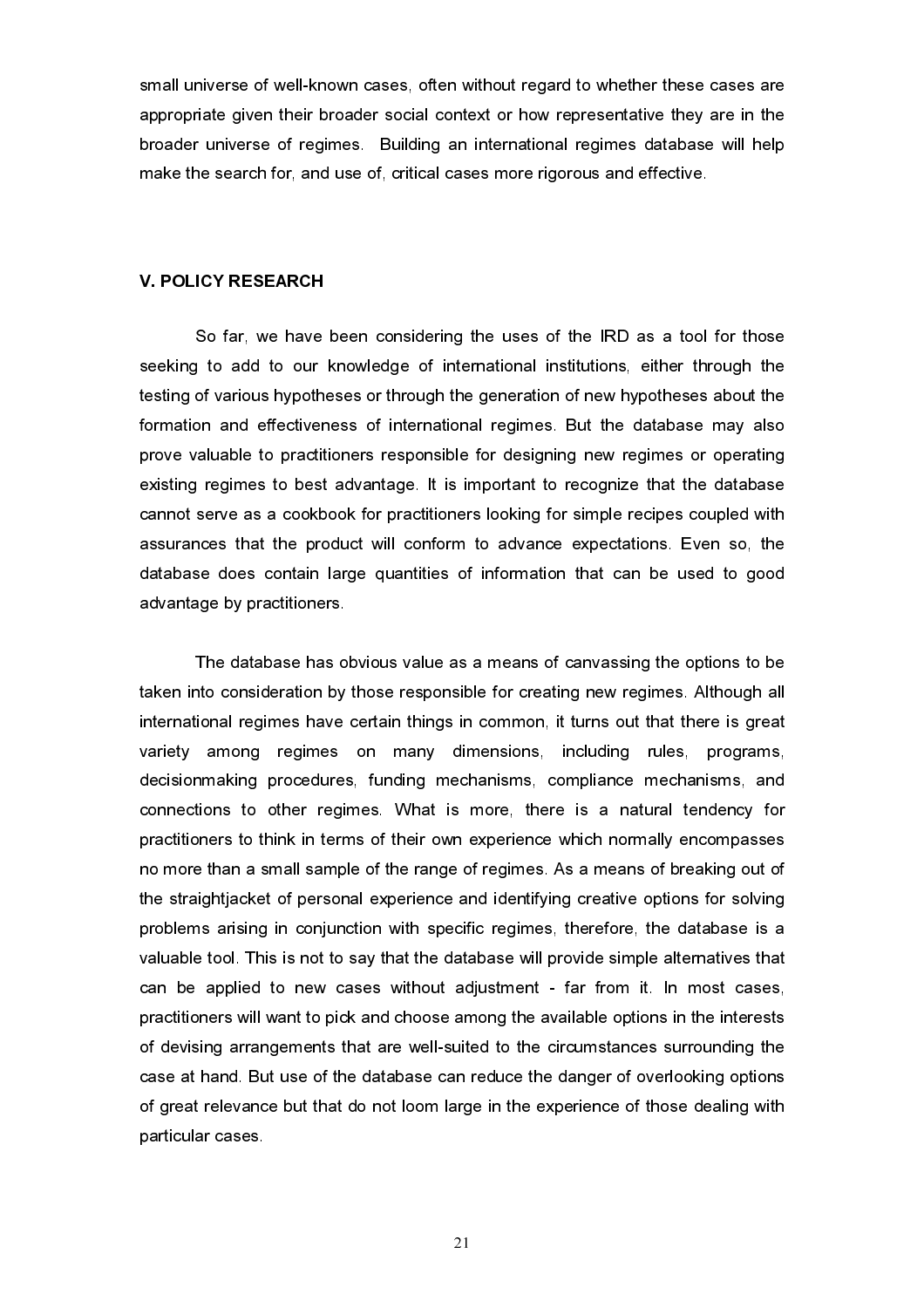small universe of well-known cases, often without regard to whether these cases are appropriate given their broader social context or how representative they are in the broader universe of regimes. Building an international regimes database will help make the search for, and use of, critical cases more rigorous and effective.

## V. POLICY RESEARCH

So far, we have been considering the uses of the IRD as a tool for those seeking to add to our knowledge of international institutions, either through the testing of various hypotheses or through the generation of new hypotheses about the formation and effectiveness of international regimes. But the database may also prove valuable to practitioners responsible for designing new regimes or operating existing regimes to best advantage. It is important to recognize that the database cannot serve as a cookbook for practitioners looking for simple recipes coupled with assurances that the product will conform to advance expectations. Even so, the database does contain large quantities of information that can be used to good advantage by practitioners.

The database has obvious value as a means of canvassing the options to be taken into consideration by those responsible for creating new regimes. Although all international regimes have certain things in common, it turns out that there is great variety among regimes on many dimensions, including rules, programs, decisionmaking procedures, funding mechanisms, compliance mechanisms, and connections to other regimes. What is more, there is a natural tendency for practitioners to think in terms of their own experience which normally encompasses no more than a small sample of the range of regimes. As a means of breaking out of the straightjacket of personal experience and identifying creative options for solving problems arising in conjunction with specific regimes, therefore, the database is a valuable tool. This is not to say that the database will provide simple alternatives that can be applied to new cases without adjustment - far from it. In most cases, practitioners will want to pick and choose among the available options in the interests of devising arrangements that are well-suited to the circumstances surrounding the case at hand. But use of the database can reduce the danger of overlooking options of great relevance but that do not loom large in the experience of those dealing with particular cases.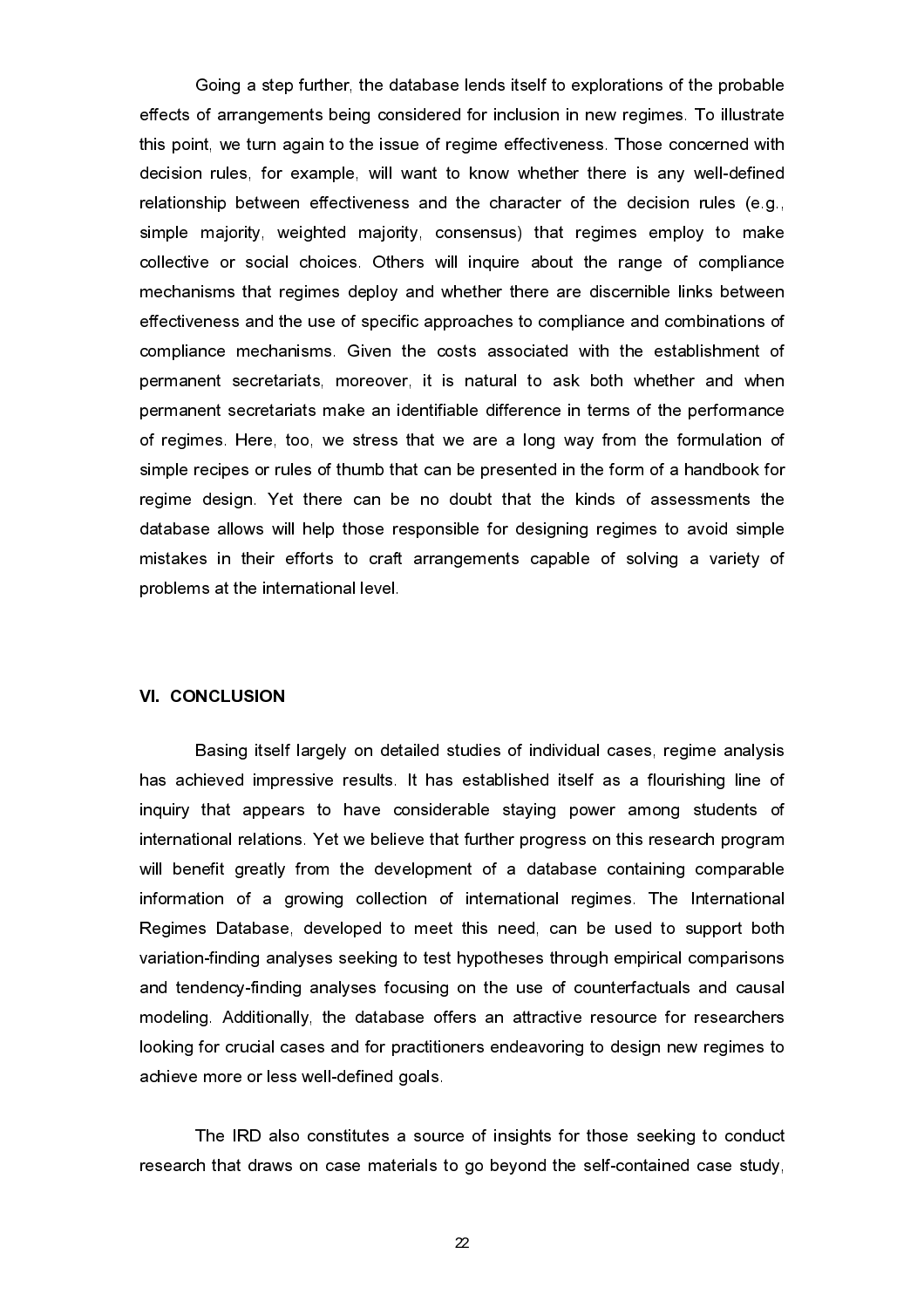Going a step further, the database lends itself to explorations of the probable effects of arrangements being considered for inclusion in new regimes. To illustrate this point, we turn again to the issue of regime effectiveness. Those concerned with decision rules, for example, will want to know whether there is any well-defined relationship between effectiveness and the character of the decision rules (e.g., simple majority, weighted majority, consensus) that regimes employ to make collective or social choices. Others will inquire about the range of compliance mechanisms that regimes deploy and whether there are discernible links between effectiveness and the use of specific approaches to compliance and combinations of compliance mechanisms. Given the costs associated with the establishment of permanent secretariats, moreover, it is natural to ask both whether and when permanent secretariats make an identifiable difference in terms of the performance of regimes. Here, too, we stress that we are a long way from the formulation of simple recipes or rules of thumb that can be presented in the form of a handbook for regime design. Yet there can be no doubt that the kinds of assessments the database allows will help those responsible for designing regimes to avoid simple mistakes in their efforts to craft arrangements capable of solving a variety of problems at the international level.

## VI. CONCLUSION

Basing itself largely on detailed studies of individual cases, regime analysis has achieved impressive results. It has established itself as a flourishing line of inquiry that appears to have considerable staying power among students of international relations. Yet we believe that further progress on this research program will benefit greatly from the development of a database containing comparable information of a growing collection of international regimes. The International Regimes Database, developed to meet this need, can be used to support both variation-finding analyses seeking to test hypotheses through empirical comparisons and tendency-finding analyses focusing on the use of counterfactuals and causal modeling. Additionally, the database offers an attractive resource for researchers looking for crucial cases and for practitioners endeavoring to design new regimes to achieve more or less well-defined goals.

The IRD also constitutes a source of insights for those seeking to conduct research that draws on case materials to go beyond the self-contained case study,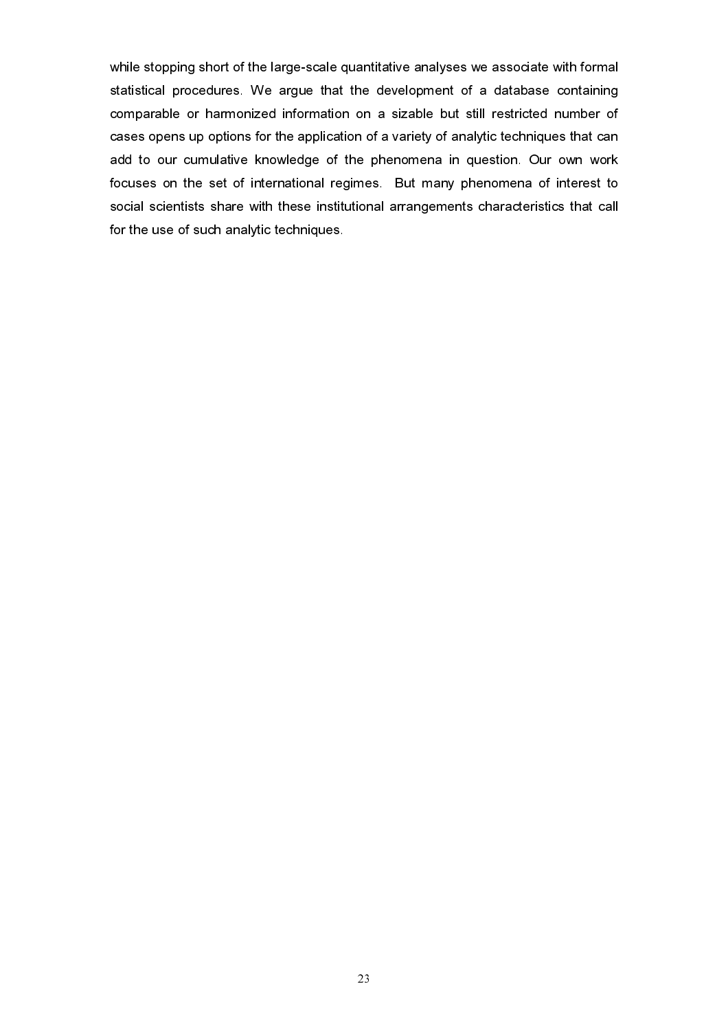while stopping short of the large-scale quantitative analyses we associate with formal statistical procedures. We argue that the development of a database containing comparable or harmonized information on a sizable but still restricted number of cases opens up options for the application of a variety of analytic techniques that can add to our cumulative knowledge of the phenomena in question. Our own work focuses on the set of international regimes. But many phenomena of interest to social scientists share with these institutional arrangements characteristics that call for the use of such analytic techniques.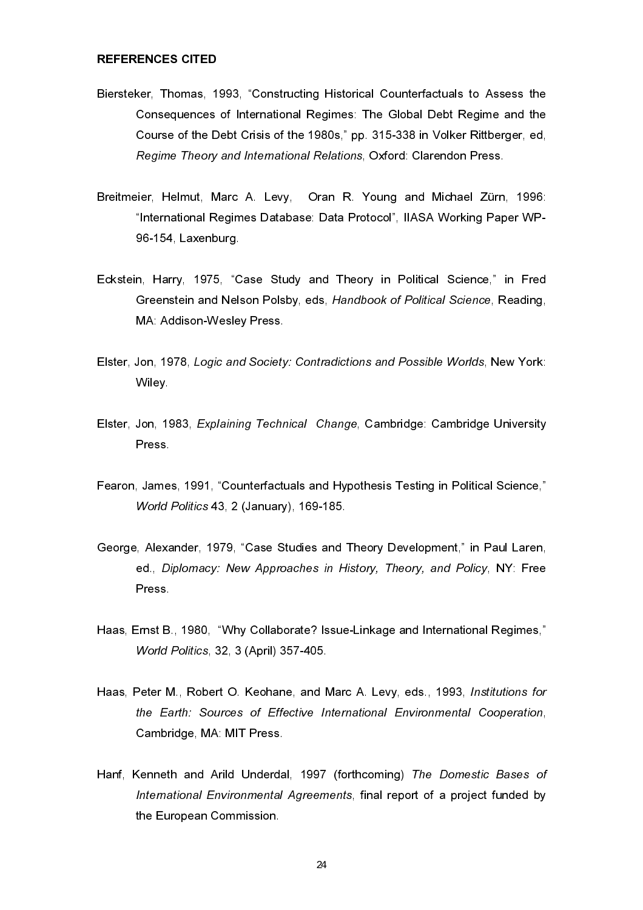**REFERENCES CITED**

Biersteker, Thomas, 1993, "Constructing Historical Counterfactuals to Assess the Consequences of International Regimes: The Global Debt Regime and the Course of the Debt Crisis of the 1980s," pp. 315-338 in Volker Rittberger, ed, *Regime Theory and International Relations*, Oxford: Clarendon Press.

Breitmeier, Helmut, Marc A. Levy, Oran R. Young and Michael Zürn, 1996: "International Regimes Database: Data Protocol", IIASA Working Paper WP-96-154, Laxenburg.

Eckstein, Harry, 1975, "Case Study and Theory in Political Science," in Fred Greenstein and Nelson Polsby, eds, *Handbook of Political Science*, Reading, MA: Addison-Wesley Press.

Elster, Jon, 1978, *Logic and Society: Contradictions and Possible Worlds*, New York: Wiley.

Elster, Jon, 1983, *Explaining Technical Change*, Cambridge: Cambridge University Press.

Fearon, James, 1991, "Counterfactuals and Hypothesis Testing in Political Science," *World Politics* 43, 2 (January), 169-185.

George, Alexander, 1979, "Case Studies and Theory Development," in Paul Laren, ed., *Diplomacy: New Approaches in History, Theory, and Policy*, NY: Free Press.

Haas, Ernst B., 1980, "Why Collaborate? Issue-Linkage and International Regimes," *World Politics*, 32, 3 (April) 357-405.

Haas, Peter M., Robert O. Keohane, and Marc A. Levy, eds., 1993, *Institutions for the Earth: Sources of Effective International Environmental Cooperation*, Cambridge, MA: MIT Press.

Hanf, Kenneth and Arild Underdal, 1997 (forthcoming) *The Domestic Bases of International Environmental Agreements*, final report of a project funded by the European Commission.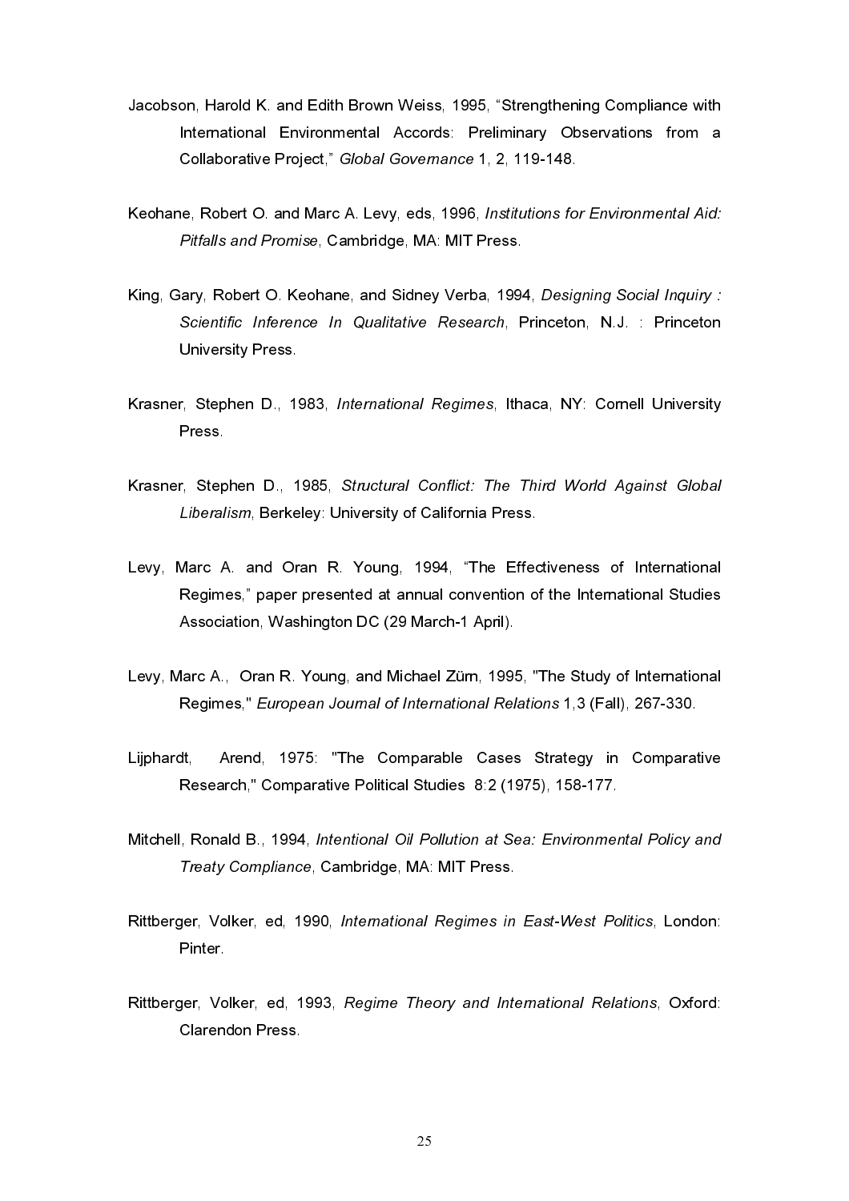Jacobson, Harold K. and Edith Brown Weiss, 1995, "Strengthening Compliance with International Environmental Accords: Preliminary Observations from a Collaborative Project," *Global Governance* 1, 2, 119-148.

Keohane, Robert O. and Marc A. Levy, eds, 1996, *Institutions for Environmental Aid: Pitfalls and Promise*, Cambridge, MA: MIT Press.

King, Gary, Robert O. Keohane, and Sidney Verba, 1994, *Designing Social Inquiry : Scientific Inference In Qualitative Research*, Princeton, N.J. : Princeton University Press.

Krasner, Stephen D., 1983, *International Regimes*, Ithaca, NY: Cornell University Press.

Krasner, Stephen D., 1985, *Structural Conflict: The Third World Against Global Liberalism*, Berkeley: University of California Press.

Levy, Marc A. and Oran R. Young, 1994, "The Effectiveness of International Regimes," paper presented at annual convention of the International Studies Association, Washington DC (29 March-1 April).

Levy, Marc A., Oran R. Young, and Michael Zürn, 1995, "The Study of International Regimes," *European Journal of International Relations* 1,3 (Fall), 267-330.

Lijphardt, Arend, 1975: "The Comparable Cases Strategy in Comparative Research," Comparative Political Studies 8:2 (1975), 158-177.

Mitchell, Ronald B., 1994, *Intentional Oil Pollution at Sea: Environmental Policy and Treaty Compliance*, Cambridge, MA: MIT Press.

Rittberger, Volker, ed, 1990, *International Regimes in East-West Politics*, London: Pinter.

Rittberger, Volker, ed, 1993, *Regime Theory and International Relations*, Oxford: Clarendon Press.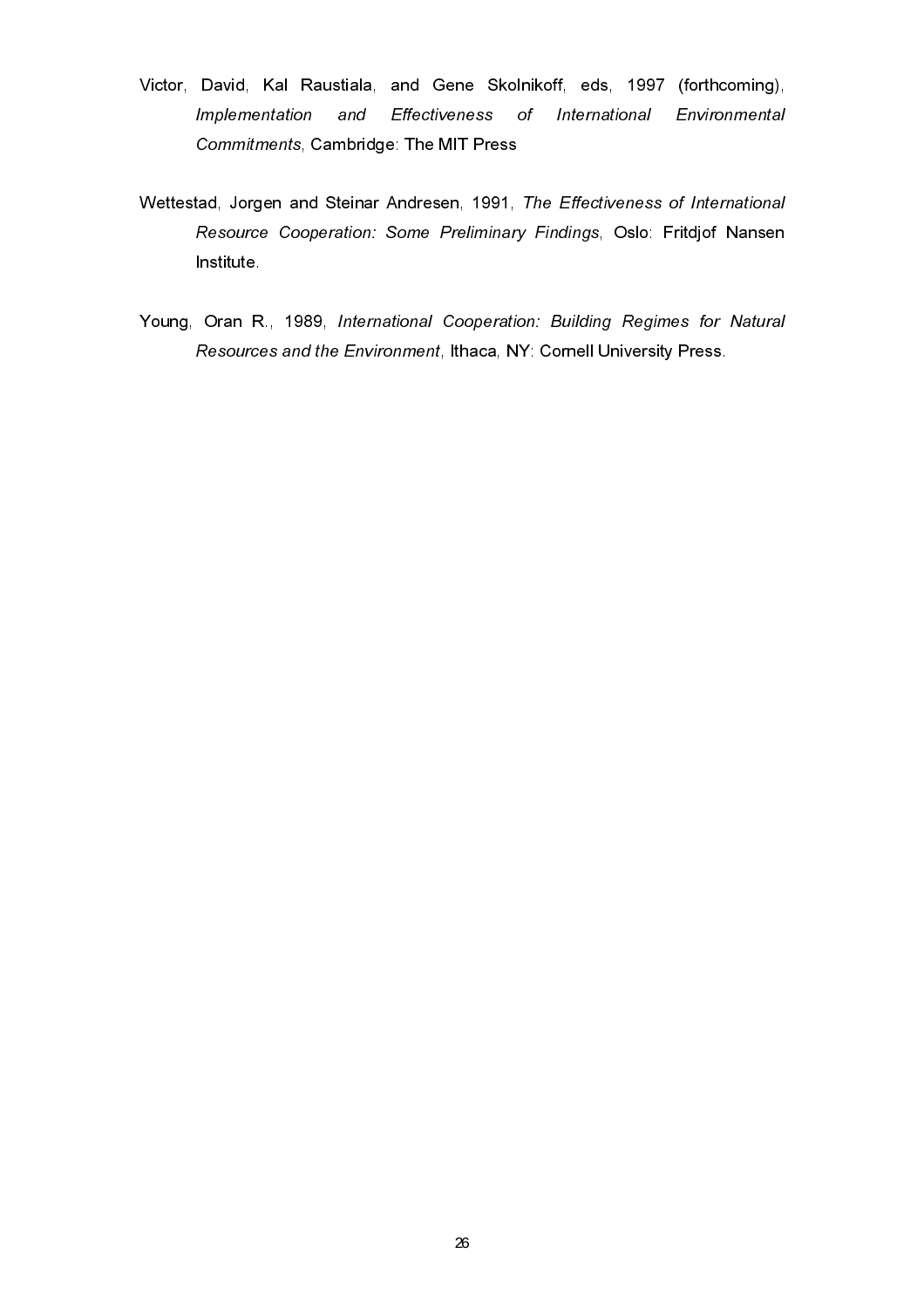Victor, David, Kal Raustiala, and Gene Skolnikoff, eds, 1997 (forthcoming), *Implementation and Effectiveness of International Environmental Commitments*, Cambridge: The MIT Press

Wettestad, Jorgen and Steinar Andresen, 1991, *The Effectiveness of International Resource Cooperation: Some Preliminary Findings*, Oslo: Fritdjof Nansen Institute.

Young, Oran R., 1989, *International Cooperation: Building Regimes for Natural Resources and the Environment*, Ithaca, NY: Cornell University Press.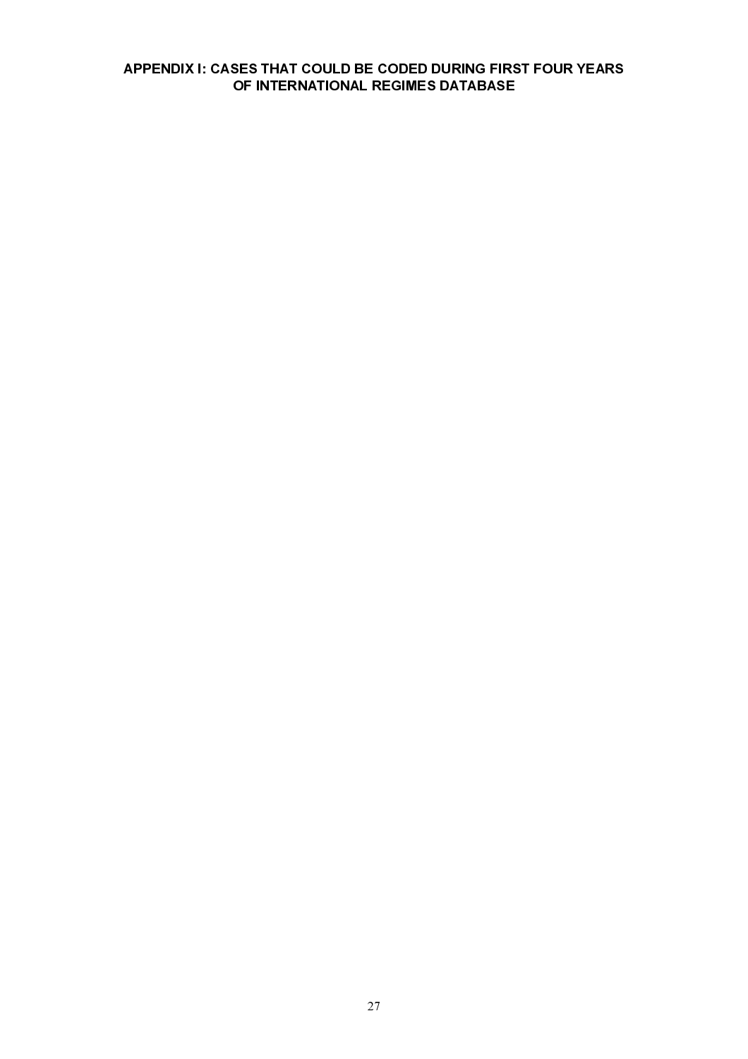# APPENDIX I: CASES THAT COULD BE CODED DURING FIRST FOUR YEARS OF INTERNATIONAL REGIMES DATABASE